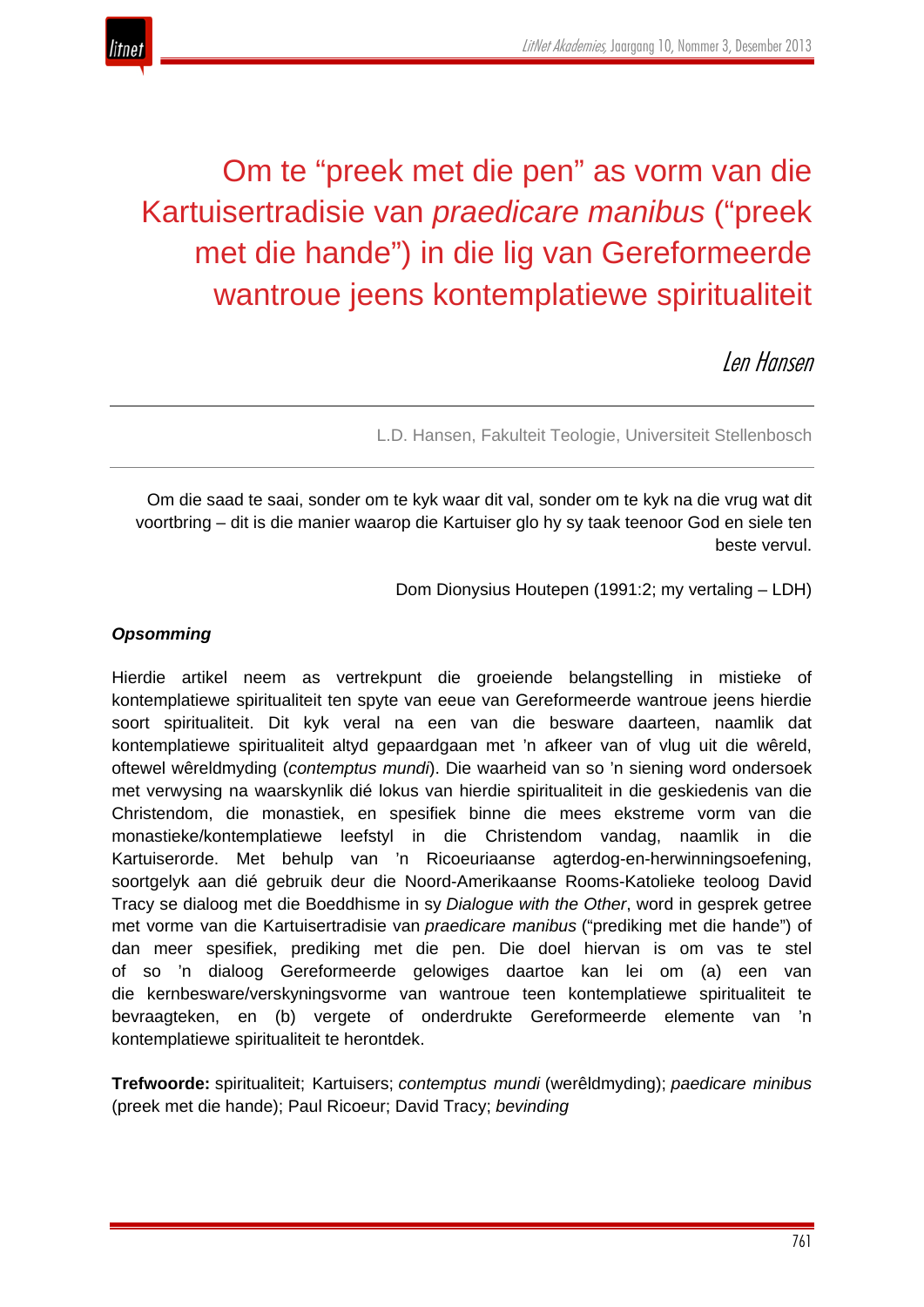# Om te "preek met die pen" as vorm van die Kartuisertradisie van *praedicare manibus* ("preek met die hande") in die lig van Gereformeerde wantroue jeens kontemplatiewe spiritualiteit

*Len Hansen*

L.D. Hansen, Fakulteit Teologie, Universiteit Stellenbosch

> Om die saad te saai, sonder om te kyk waar dit val, sonder om te kyk na die vrug wat dit voortbring – dit is die manier waarop die Kartuiser glo hy sy taak teenoor God en siele ten beste vervul.
>
> Dom Dionysius Houtepen (1991:2; my vertaling – LDH)

***Opsomming***

Hierdie artikel neem as vertrekpunt die groeiende belangstelling in mistieke of kontemplatiewe spiritualiteit ten spyte van eeue van Gereformeerde wantroue jeens hierdie soort spiritualiteit. Dit kyk veral na een van die besware daarteen, naamlik dat kontemplatiewe spiritualiteit altyd gepaardgaan met 'n afkeer van of vlug uit die wêreld, oftewel wêreldmyding (*contemptus mundi*). Die waarheid van so 'n siening word ondersoek met verwysing na waarskynlik dié lokus van hierdie spiritualiteit in die geskiedenis van die Christendom, die monastiek, en spesifiek binne die mees ekstreme vorm van die monastieke/kontemplatiewe leefstyl in die Christendom vandag, naamlik in die Kartuiserorde. Met behulp van 'n Ricoeuriaanse agterdog-en-herwinningsoefening, soortgelyk aan dié gebruik deur die Noord-Amerikaanse Rooms-Katolieke teoloog David Tracy se dialoog met die Boeddhisme in sy *Dialogue with the Other*, word in gesprek getree met vorme van die Kartuisertradisie van *praedicare manibus* ("prediking met die hande") of dan meer spesifiek, prediking met die pen. Die doel hiervan is om vas te stel of so 'n dialoog Gereformeerde gelowiges daartoe kan lei om (a) een van die kernbesware/verskyningsvorme van wantroue teen kontemplatiewe spiritualiteit te bevraagteken, en (b) vergete of onderdrukte Gereformeerde elemente van 'n kontemplatiewe spiritualiteit te herontdek.

**Trefwoorde:** spiritualiteit; Kartuisers; *contemptus mundi* (werêldmyding); *paedicare minibus* (preek met die hande); Paul Ricoeur; David Tracy; *bevinding*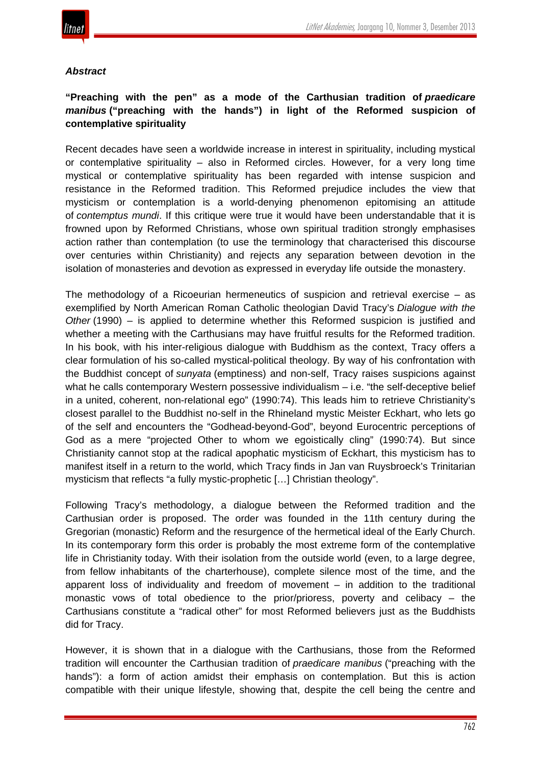### *Abstract*

**"Preaching with the pen" as a mode of the Carthusian tradition of *praedicare manibus* ("preaching with the hands") in light of the Reformed suspicion of contemplative spirituality**

Recent decades have seen a worldwide increase in interest in spirituality, including mystical or contemplative spirituality – also in Reformed circles. However, for a very long time mystical or contemplative spirituality has been regarded with intense suspicion and resistance in the Reformed tradition. This Reformed prejudice includes the view that mysticism or contemplation is a world-denying phenomenon epitomising an attitude of *contemptus mundi*. If this critique were true it would have been understandable that it is frowned upon by Reformed Christians, whose own spiritual tradition strongly emphasises action rather than contemplation (to use the terminology that characterised this discourse over centuries within Christianity) and rejects any separation between devotion in the isolation of monasteries and devotion as expressed in everyday life outside the monastery.

The methodology of a Ricoeurian hermeneutics of suspicion and retrieval exercise – as exemplified by North American Roman Catholic theologian David Tracy's *Dialogue with the Other* (1990) – is applied to determine whether this Reformed suspicion is justified and whether a meeting with the Carthusians may have fruitful results for the Reformed tradition. In his book, with his inter-religious dialogue with Buddhism as the context, Tracy offers a clear formulation of his so-called mystical-political theology. By way of his confrontation with the Buddhist concept of *sunyata* (emptiness) and non-self, Tracy raises suspicions against what he calls contemporary Western possessive individualism – i.e. "the self-deceptive belief in a united, coherent, non-relational ego" (1990:74). This leads him to retrieve Christianity's closest parallel to the Buddhist no-self in the Rhineland mystic Meister Eckhart, who lets go of the self and encounters the "Godhead-beyond-God", beyond Eurocentric perceptions of God as a mere "projected Other to whom we egoistically cling" (1990:74). But since Christianity cannot stop at the radical apophatic mysticism of Eckhart, this mysticism has to manifest itself in a return to the world, which Tracy finds in Jan van Ruysbroeck's Trinitarian mysticism that reflects "a fully mystic-prophetic […] Christian theology".

Following Tracy's methodology, a dialogue between the Reformed tradition and the Carthusian order is proposed. The order was founded in the 11th century during the Gregorian (monastic) Reform and the resurgence of the hermetical ideal of the Early Church. In its contemporary form this order is probably the most extreme form of the contemplative life in Christianity today. With their isolation from the outside world (even, to a large degree, from fellow inhabitants of the charterhouse), complete silence most of the time, and the apparent loss of individuality and freedom of movement – in addition to the traditional monastic vows of total obedience to the prior/prioress, poverty and celibacy – the Carthusians constitute a "radical other" for most Reformed believers just as the Buddhists did for Tracy.

However, it is shown that in a dialogue with the Carthusians, those from the Reformed tradition will encounter the Carthusian tradition of *praedicare manibus* ("preaching with the hands"): a form of action amidst their emphasis on contemplation. But this is action compatible with their unique lifestyle, showing that, despite the cell being the centre and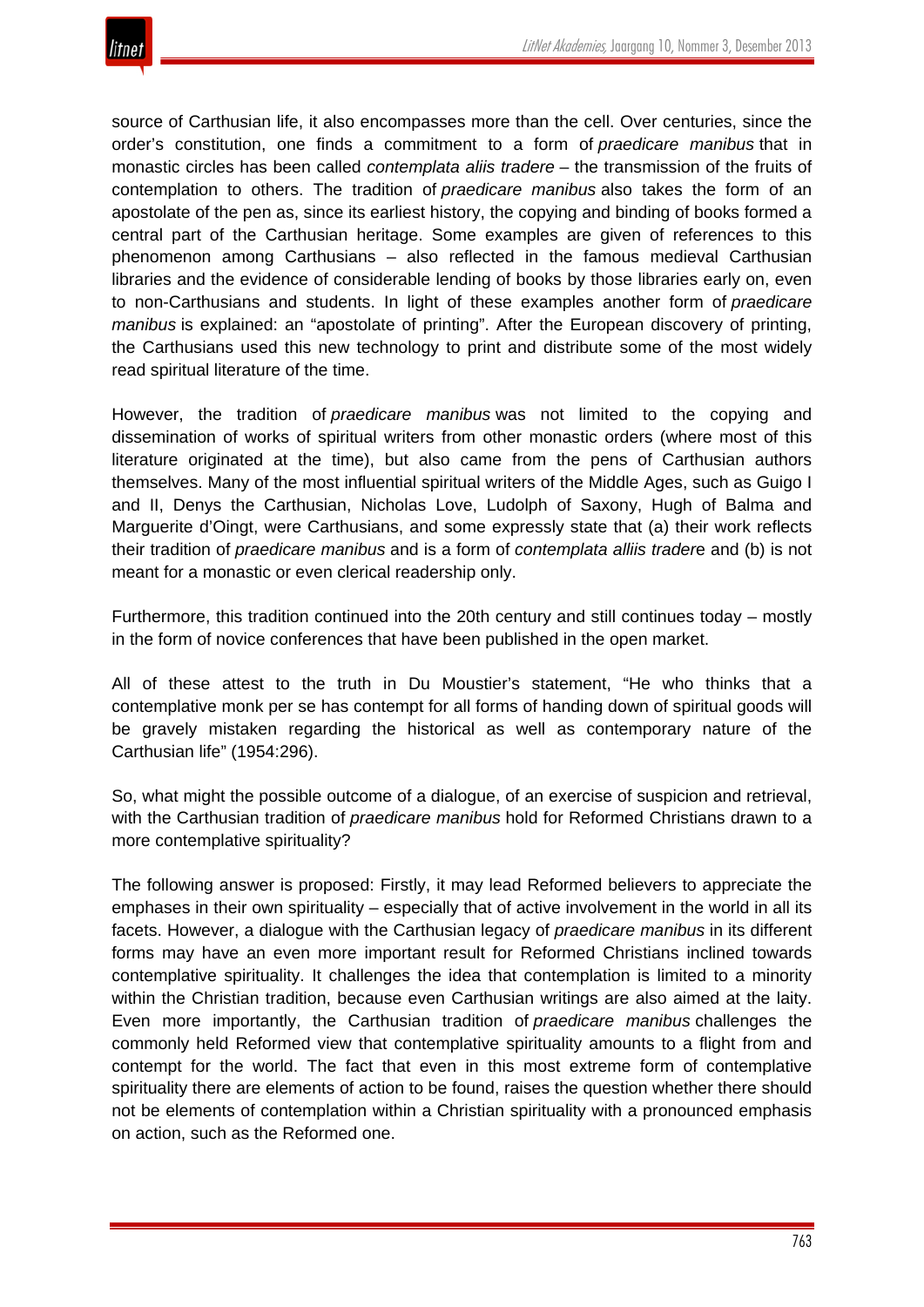source of Carthusian life, it also encompasses more than the cell. Over centuries, since the order's constitution, one finds a commitment to a form of *praedicare manibus* that in monastic circles has been called *contemplata aliis tradere* – the transmission of the fruits of contemplation to others. The tradition of *praedicare manibus* also takes the form of an apostolate of the pen as, since its earliest history, the copying and binding of books formed a central part of the Carthusian heritage. Some examples are given of references to this phenomenon among Carthusians – also reflected in the famous medieval Carthusian libraries and the evidence of considerable lending of books by those libraries early on, even to non-Carthusians and students. In light of these examples another form of *praedicare manibus* is explained: an "apostolate of printing". After the European discovery of printing, the Carthusians used this new technology to print and distribute some of the most widely read spiritual literature of the time.

However, the tradition of *praedicare manibus* was not limited to the copying and dissemination of works of spiritual writers from other monastic orders (where most of this literature originated at the time), but also came from the pens of Carthusian authors themselves. Many of the most influential spiritual writers of the Middle Ages, such as Guigo I and II, Denys the Carthusian, Nicholas Love, Ludolph of Saxony, Hugh of Balma and Marguerite d'Oingt, were Carthusians, and some expressly state that (a) their work reflects their tradition of *praedicare manibus* and is a form of *contemplata alliis trader*e and (b) is not meant for a monastic or even clerical readership only.

Furthermore, this tradition continued into the 20th century and still continues today – mostly in the form of novice conferences that have been published in the open market.

All of these attest to the truth in Du Moustier's statement, "He who thinks that a contemplative monk per se has contempt for all forms of handing down of spiritual goods will be gravely mistaken regarding the historical as well as contemporary nature of the Carthusian life" (1954:296).

So, what might the possible outcome of a dialogue, of an exercise of suspicion and retrieval, with the Carthusian tradition of *praedicare manibus* hold for Reformed Christians drawn to a more contemplative spirituality?

The following answer is proposed: Firstly, it may lead Reformed believers to appreciate the emphases in their own spirituality – especially that of active involvement in the world in all its facets. However, a dialogue with the Carthusian legacy of *praedicare manibus* in its different forms may have an even more important result for Reformed Christians inclined towards contemplative spirituality. It challenges the idea that contemplation is limited to a minority within the Christian tradition, because even Carthusian writings are also aimed at the laity. Even more importantly, the Carthusian tradition of *praedicare manibus* challenges the commonly held Reformed view that contemplative spirituality amounts to a flight from and contempt for the world. The fact that even in this most extreme form of contemplative spirituality there are elements of action to be found, raises the question whether there should not be elements of contemplation within a Christian spirituality with a pronounced emphasis on action, such as the Reformed one.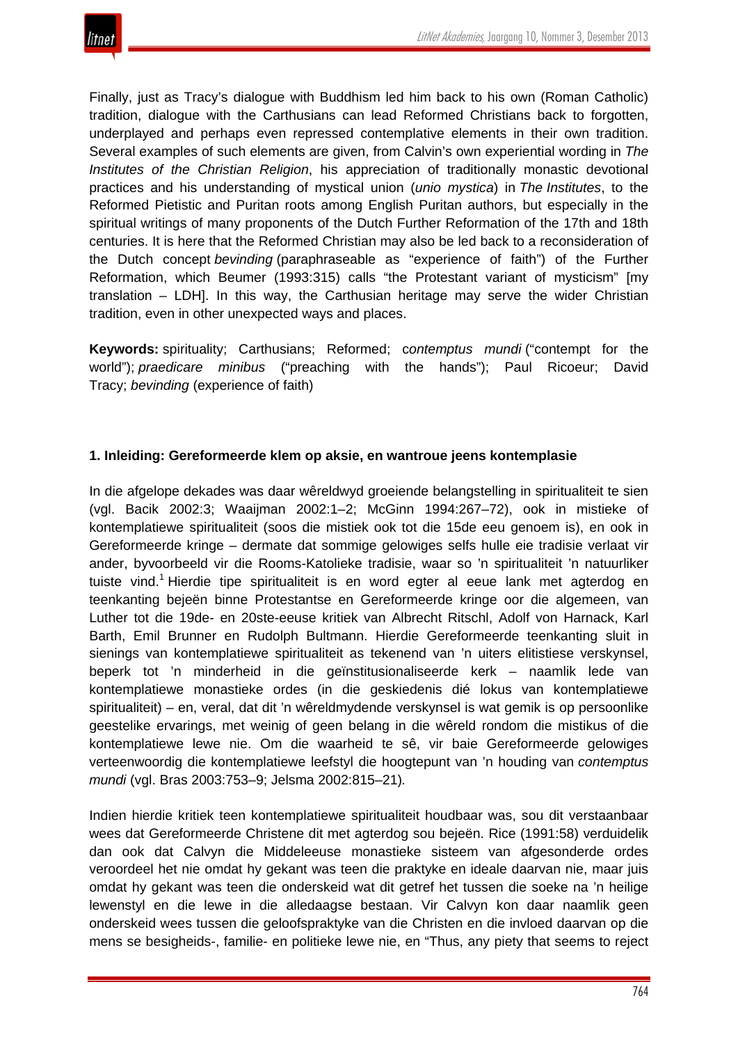Finally, just as Tracy's dialogue with Buddhism led him back to his own (Roman Catholic) tradition, dialogue with the Carthusians can lead Reformed Christians back to forgotten, underplayed and perhaps even repressed contemplative elements in their own tradition. Several examples of such elements are given, from Calvin's own experiential wording in *The Institutes of the Christian Religion*, his appreciation of traditionally monastic devotional practices and his understanding of mystical union (*unio mystica*) in *The Institutes*, to the Reformed Pietistic and Puritan roots among English Puritan authors, but especially in the spiritual writings of many proponents of the Dutch Further Reformation of the 17th and 18th centuries. It is here that the Reformed Christian may also be led back to a reconsideration of the Dutch concept *bevinding* (paraphraseable as "experience of faith") of the Further Reformation, which Beumer (1993:315) calls "the Protestant variant of mysticism" [my translation – LDH]. In this way, the Carthusian heritage may serve the wider Christian tradition, even in other unexpected ways and places.

**Keywords:** spirituality; Carthusians; Reformed; c*ontemptus mundi* ("contempt for the world"); *praedicare minibus* ("preaching with the hands"); Paul Ricoeur; David Tracy; *bevinding* (experience of faith)

## 1. Inleiding: Gereformeerde klem op aksie, en wantroue jeens kontemplasie

In die afgelope dekades was daar wêreldwyd groeiende belangstelling in spiritualiteit te sien (vgl. Bacik 2002:3; Waaijman 2002:1–2; McGinn 1994:267–72), ook in mistieke of kontemplatiewe spiritualiteit (soos die mistiek ook tot die 15de eeu genoem is), en ook in Gereformeerde kringe – dermate dat sommige gelowiges selfs hulle eie tradisie verlaat vir ander, byvoorbeeld vir die Rooms-Katolieke tradisie, waar so 'n spiritualiteit 'n natuurliker tuiste vind.[1] Hierdie tipe spiritualiteit is en word egter al eeue lank met agterdog en teenkanting bejeën binne Protestantse en Gereformeerde kringe oor die algemeen, van Luther tot die 19de- en 20ste-eeuse kritiek van Albrecht Ritschl, Adolf von Harnack, Karl Barth, Emil Brunner en Rudolph Bultmann. Hierdie Gereformeerde teenkanting sluit in sienings van kontemplatiewe spiritualiteit as tekenend van 'n uiters elitistiese verskynsel, beperk tot 'n minderheid in die geïnstitusionaliseerde kerk – naamlik lede van kontemplatiewe monastieke ordes (in die geskiedenis dié lokus van kontemplatiewe spiritualiteit) – en, veral, dat dit 'n wêreldmydende verskynsel is wat gemik is op persoonlike geestelike ervarings, met weinig of geen belang in die wêreld rondom die mistikus of die kontemplatiewe lewe nie. Om die waarheid te sê, vir baie Gereformeerde gelowiges verteenwoordig die kontemplatiewe leefstyl die hoogtepunt van 'n houding van *contemptus mundi* (vgl. Bras 2003:753–9; Jelsma 2002:815–21).

Indien hierdie kritiek teen kontemplatiewe spiritualiteit houdbaar was, sou dit verstaanbaar wees dat Gereformeerde Christene dit met agterdog sou bejeën. Rice (1991:58) verduidelik dan ook dat Calvyn die Middeleeuse monastieke sisteem van afgesonderde ordes veroordeel het nie omdat hy gekant was teen die praktyke en ideale daarvan nie, maar juis omdat hy gekant was teen die onderskeid wat dit getref het tussen die soeke na 'n heilige lewenstyl en die lewe in die alledaagse bestaan. Vir Calvyn kon daar naamlik geen onderskeid wees tussen die geloofspraktyke van die Christen en die invloed daarvan op die mens se besigheids-, familie- en politieke lewe nie, en "Thus, any piety that seems to reject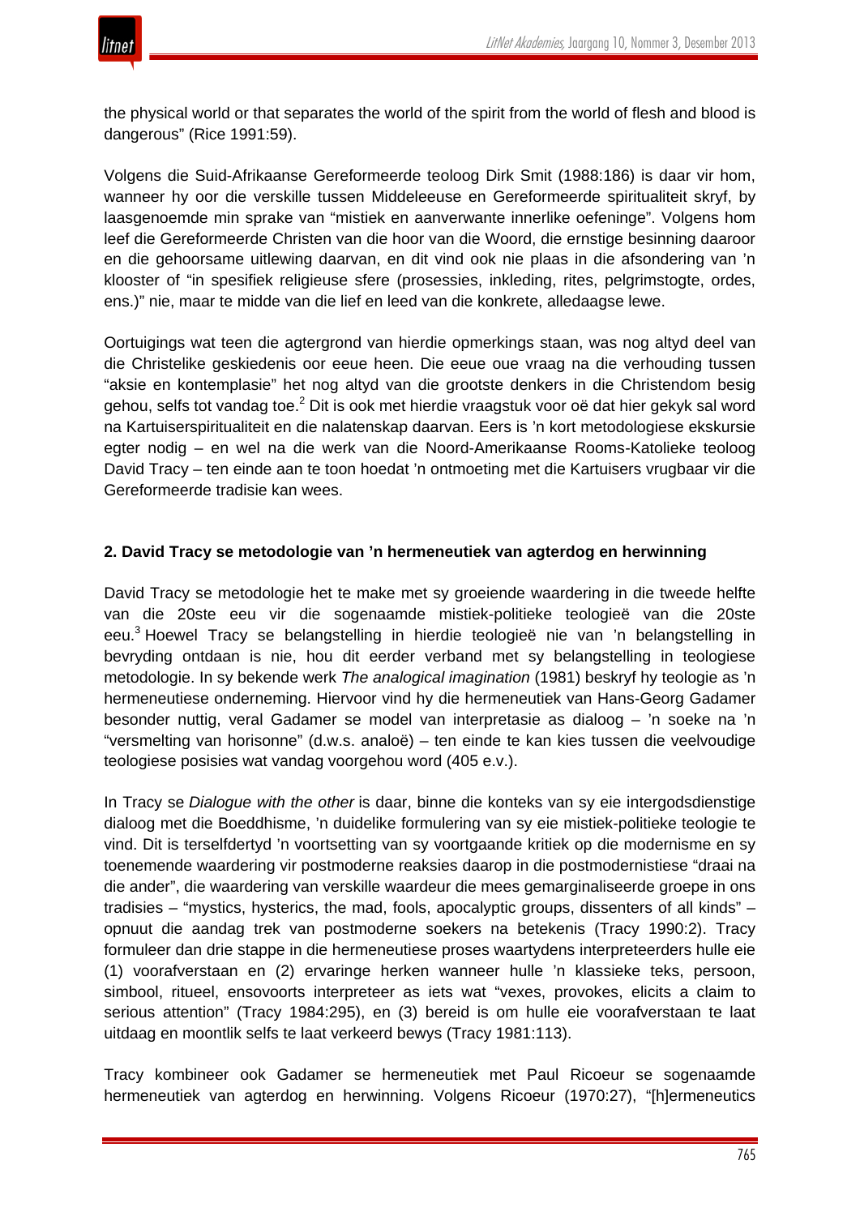the physical world or that separates the world of the spirit from the world of flesh and blood is dangerous" (Rice 1991:59).

Volgens die Suid-Afrikaanse Gereformeerde teoloog Dirk Smit (1988:186) is daar vir hom, wanneer hy oor die verskille tussen Middeleeuse en Gereformeerde spiritualiteit skryf, by laasgenoemde min sprake van "mistiek en aanverwante innerlike oefeninge". Volgens hom leef die Gereformeerde Christen van die hoor van die Woord, die ernstige besinning daaroor en die gehoorsame uitlewing daarvan, en dit vind ook nie plaas in die afsondering van 'n klooster of "in spesifiek religieuse sfere (prosessies, inkleding, rites, pelgrimstogte, ordes, ens.)" nie, maar te midde van die lief en leed van die konkrete, alledaagse lewe.

Oortuigings wat teen die agtergrond van hierdie opmerkings staan, was nog altyd deel van die Christelike geskiedenis oor eeue heen. Die eeue oue vraag na die verhouding tussen "aksie en kontemplasie" het nog altyd van die grootste denkers in die Christendom besig gehou, selfs tot vandag toe.[2] Dit is ook met hierdie vraagstuk voor oë dat hier gekyk sal word na Kartuiserspiritualiteit en die nalatenskap daarvan. Eers is 'n kort metodologiese ekskursie egter nodig – en wel na die werk van die Noord-Amerikaanse Rooms-Katolieke teoloog David Tracy – ten einde aan te toon hoedat 'n ontmoeting met die Kartuisers vrugbaar vir die Gereformeerde tradisie kan wees.

## 2. David Tracy se metodologie van 'n hermeneutiek van agterdog en herwinning

David Tracy se metodologie het te make met sy groeiende waardering in die tweede helfte van die 20ste eeu vir die sogenaamde mistiek-politieke teologieë van die 20ste eeu.[3] Hoewel Tracy se belangstelling in hierdie teologieë nie van 'n belangstelling in bevryding ontdaan is nie, hou dit eerder verband met sy belangstelling in teologiese metodologie. In sy bekende werk *The analogical imagination* (1981) beskryf hy teologie as 'n hermeneutiese onderneming. Hiervoor vind hy die hermeneutiek van Hans-Georg Gadamer besonder nuttig, veral Gadamer se model van interpretasie as dialoog – 'n soeke na 'n "versmelting van horisonne" (d.w.s. analoë) – ten einde te kan kies tussen die veelvoudige teologiese posisies wat vandag voorgehou word (405 e.v.).

In Tracy se *Dialogue with the other* is daar, binne die konteks van sy eie intergodsdienstige dialoog met die Boeddhisme, 'n duidelike formulering van sy eie mistiek-politieke teologie te vind. Dit is terselfdertyd 'n voortsetting van sy voortgaande kritiek op die modernisme en sy toenemende waardering vir postmoderne reaksies daarop in die postmodernistiese "draai na die ander", die waardering van verskille waardeur die mees gemarginaliseerde groepe in ons tradisies – "mystics, hysterics, the mad, fools, apocalyptic groups, dissenters of all kinds" – opnuut die aandag trek van postmoderne soekers na betekenis (Tracy 1990:2). Tracy formuleer dan drie stappe in die hermeneutiese proses waartydens interpreteerders hulle eie (1) voorafverstaan en (2) ervaringe herken wanneer hulle 'n klassieke teks, persoon, simbool, ritueel, ensovoorts interpreteer as iets wat "vexes, provokes, elicits a claim to serious attention" (Tracy 1984:295), en (3) bereid is om hulle eie voorafverstaan te laat uitdaag en moontlik selfs te laat verkeerd bewys (Tracy 1981:113).

Tracy kombineer ook Gadamer se hermeneutiek met Paul Ricoeur se sogenaamde hermeneutiek van agterdog en herwinning. Volgens Ricoeur (1970:27), "[h]ermeneutics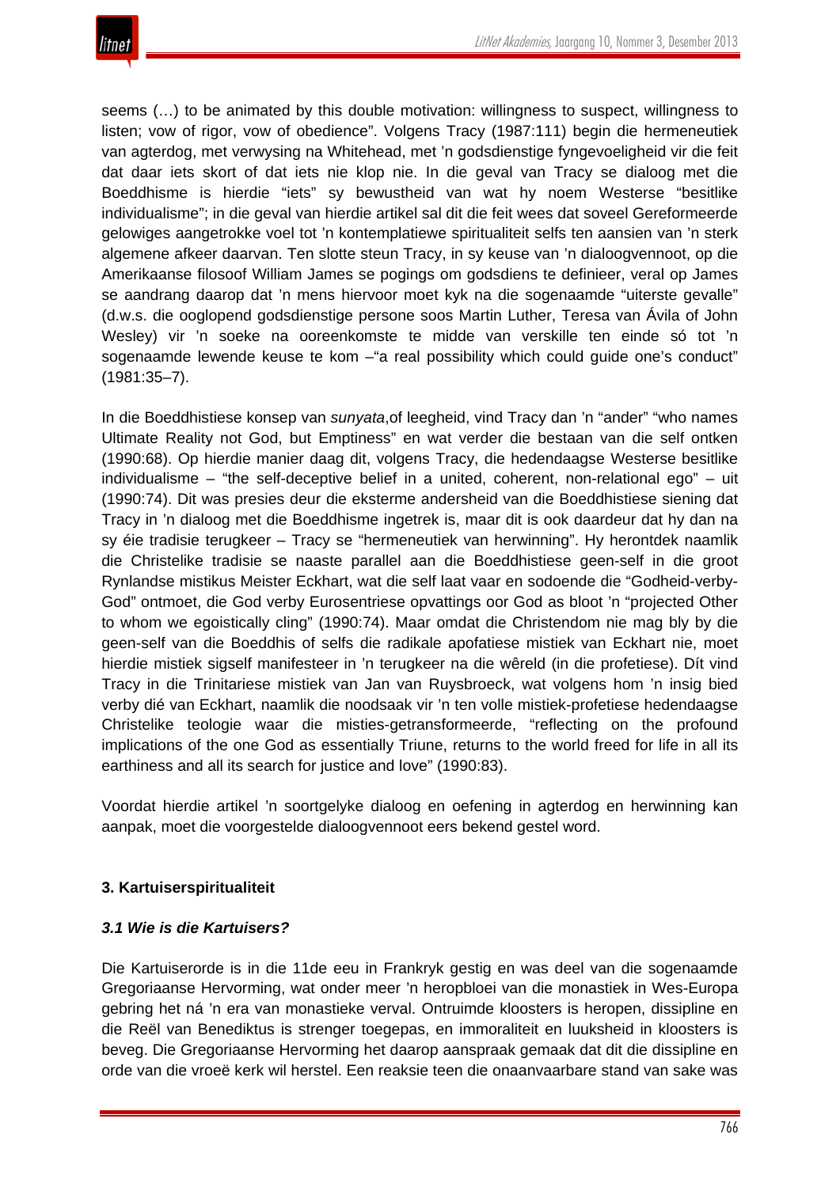seems (…) to be animated by this double motivation: willingness to suspect, willingness to listen; vow of rigor, vow of obedience". Volgens Tracy (1987:111) begin die hermeneutiek van agterdog, met verwysing na Whitehead, met 'n godsdienstige fyngevoeligheid vir die feit dat daar iets skort of dat iets nie klop nie. In die geval van Tracy se dialoog met die Boeddhisme is hierdie "iets" sy bewustheid van wat hy noem Westerse "besitlike individualisme"; in die geval van hierdie artikel sal dit die feit wees dat soveel Gereformeerde gelowiges aangetrokke voel tot 'n kontemplatiewe spiritualiteit selfs ten aansien van 'n sterk algemene afkeer daarvan. Ten slotte steun Tracy, in sy keuse van 'n dialoogvennoot, op die Amerikaanse filosoof William James se pogings om godsdiens te definieer, veral op James se aandrang daarop dat 'n mens hiervoor moet kyk na die sogenaamde "uiterste gevalle" (d.w.s. die ooglopend godsdienstige persone soos Martin Luther, Teresa van Ávila of John Wesley) vir 'n soeke na ooreenkomste te midde van verskille ten einde só tot 'n sogenaamde lewende keuse te kom –"a real possibility which could guide one's conduct" (1981:35–7).

In die Boeddhistiese konsep van *sunyata*,of leegheid, vind Tracy dan 'n "ander" "who names Ultimate Reality not God, but Emptiness" en wat verder die bestaan van die self ontken (1990:68). Op hierdie manier daag dit, volgens Tracy, die hedendaagse Westerse besitlike individualisme – "the self-deceptive belief in a united, coherent, non-relational ego" – uit (1990:74). Dit was presies deur die eksterme andersheid van die Boeddhistiese siening dat Tracy in 'n dialoog met die Boeddhisme ingetrek is, maar dit is ook daardeur dat hy dan na sy éie tradisie terugkeer – Tracy se "hermeneutiek van herwinning". Hy herontdek naamlik die Christelike tradisie se naaste parallel aan die Boeddhistiese geen-self in die groot Rynlandse mistikus Meister Eckhart, wat die self laat vaar en sodoende die "Godheid-verby-God" ontmoet, die God verby Eurosentriese opvattings oor God as bloot 'n "projected Other to whom we egoistically cling" (1990:74). Maar omdat die Christendom nie mag bly by die geen-self van die Boeddhis of selfs die radikale apofatiese mistiek van Eckhart nie, moet hierdie mistiek sigself manifesteer in 'n terugkeer na die wêreld (in die profetiese). Dít vind Tracy in die Trinitariese mistiek van Jan van Ruysbroeck, wat volgens hom 'n insig bied verby dié van Eckhart, naamlik die noodsaak vir 'n ten volle mistiek-profetiese hedendaagse Christelike teologie waar die misties-getransformeerde, "reflecting on the profound implications of the one God as essentially Triune, returns to the world freed for life in all its earthiness and all its search for justice and love" (1990:83).

Voordat hierdie artikel 'n soortgelyke dialoog en oefening in agterdog en herwinning kan aanpak, moet die voorgestelde dialoogvennoot eers bekend gestel word.

## 3. Kartuiserspiritualiteit

### *3.1 Wie is die Kartuisers?*

Die Kartuiserorde is in die 11de eeu in Frankryk gestig en was deel van die sogenaamde Gregoriaanse Hervorming, wat onder meer 'n heropbloei van die monastiek in Wes-Europa gebring het ná 'n era van monastieke verval. Ontruimde kloosters is heropen, dissipline en die Reël van Benediktus is strenger toegepas, en immoraliteit en luuksheid in kloosters is beveg. Die Gregoriaanse Hervorming het daarop aanspraak gemaak dat dit die dissipline en orde van die vroeë kerk wil herstel. Een reaksie teen die onaanvaarbare stand van sake was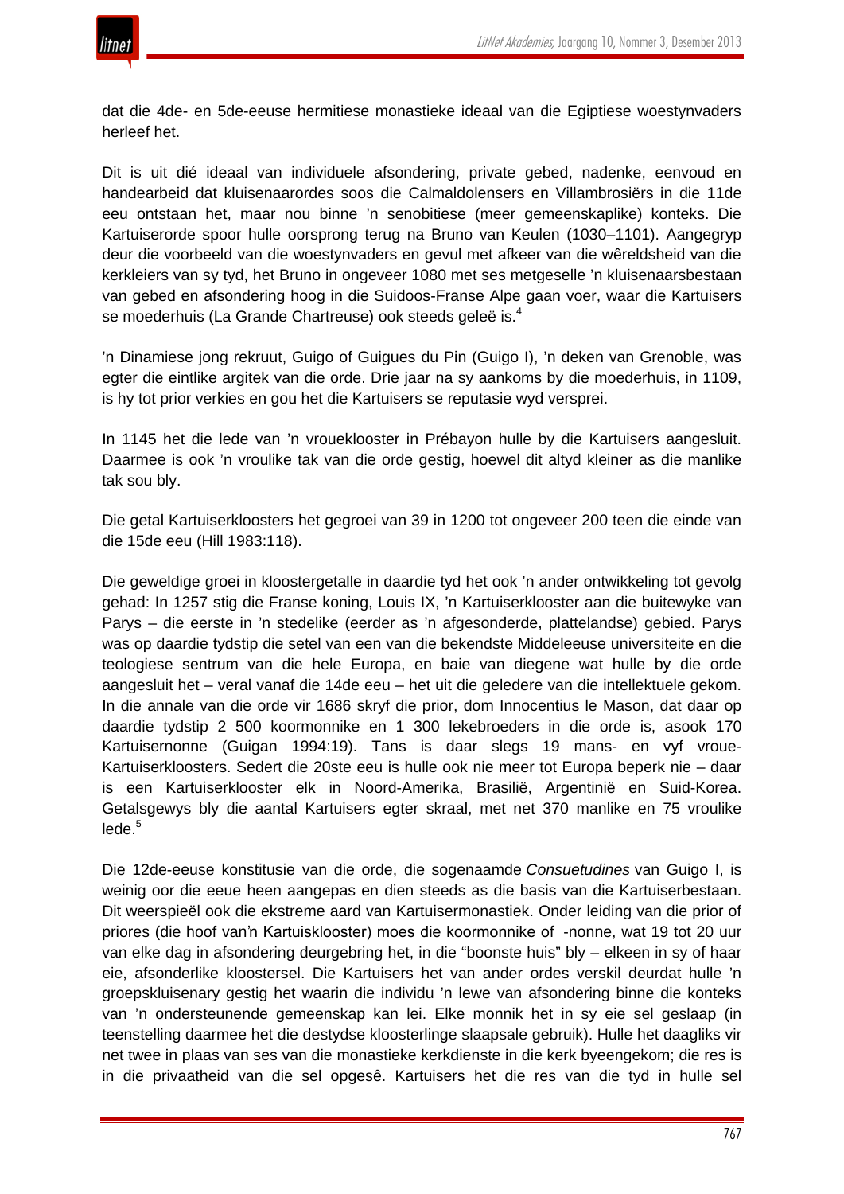dat die 4de- en 5de-eeuse hermitiese monastieke ideaal van die Egiptiese woestynvaders herleef het.

Dit is uit dié ideaal van individuele afsondering, private gebed, nadenke, eenvoud en handearbeid dat kluisenaarordes soos die Calmaldolensers en Villambrosiërs in die 11de eeu ontstaan het, maar nou binne 'n senobitiese (meer gemeenskaplike) konteks. Die Kartuiserorde spoor hulle oorsprong terug na Bruno van Keulen (1030–1101). Aangegryp deur die voorbeeld van die woestynvaders en gevul met afkeer van die wêreldsheid van die kerkleiers van sy tyd, het Bruno in ongeveer 1080 met ses metgeselle 'n kluisenaarsbestaan van gebed en afsondering hoog in die Suidoos-Franse Alpe gaan voer, waar die Kartuisers se moederhuis (La Grande Chartreuse) ook steeds geleë is.[4]

'n Dinamiese jong rekruut, Guigo of Guigues du Pin (Guigo I), 'n deken van Grenoble, was egter die eintlike argitek van die orde. Drie jaar na sy aankoms by die moederhuis, in 1109, is hy tot prior verkies en gou het die Kartuisers se reputasie wyd versprei.

In 1145 het die lede van 'n vroueklooster in Prébayon hulle by die Kartuisers aangesluit. Daarmee is ook 'n vroulike tak van die orde gestig, hoewel dit altyd kleiner as die manlike tak sou bly.

Die getal Kartuiserkloosters het gegroei van 39 in 1200 tot ongeveer 200 teen die einde van die 15de eeu (Hill 1983:118).

Die geweldige groei in kloostergetalle in daardie tyd het ook 'n ander ontwikkeling tot gevolg gehad: In 1257 stig die Franse koning, Louis IX, 'n Kartuiserklooster aan die buitewyke van Parys – die eerste in 'n stedelike (eerder as 'n afgesonderde, plattelandse) gebied. Parys was op daardie tydstip die setel van een van die bekendste Middeleeuse universiteite en die teologiese sentrum van die hele Europa, en baie van diegene wat hulle by die orde aangesluit het – veral vanaf die 14de eeu – het uit die geledere van die intellektuele gekom. In die annale van die orde vir 1686 skryf die prior, dom Innocentius le Mason, dat daar op daardie tydstip 2 500 koormonnike en 1 300 lekebroeders in die orde is, asook 170 Kartuisernonne (Guigan 1994:19). Tans is daar slegs 19 mans- en vyf vroue-Kartuiserkloosters. Sedert die 20ste eeu is hulle ook nie meer tot Europa beperk nie – daar is een Kartuiserklooster elk in Noord-Amerika, Brasilië, Argentinië en Suid-Korea. Getalsgewys bly die aantal Kartuisers egter skraal, met net 370 manlike en 75 vroulike lede.[5]

Die 12de-eeuse konstitusie van die orde, die sogenaamde *Consuetudines* van Guigo I, is weinig oor die eeue heen aangepas en dien steeds as die basis van die Kartuiserbestaan. Dit weerspieël ook die ekstreme aard van Kartuisermonastiek. Onder leiding van die prior of priores (die hoof van'n Kartuisklooster) moes die koormonnike of -nonne, wat 19 tot 20 uur van elke dag in afsondering deurgebring het, in die "boonste huis" bly – elkeen in sy of haar eie, afsonderlike kloostersel. Die Kartuisers het van ander ordes verskil deurdat hulle 'n groepskluisenary gestig het waarin die individu 'n lewe van afsondering binne die konteks van 'n ondersteunende gemeenskap kan lei. Elke monnik het in sy eie sel geslaap (in teenstelling daarmee het die destydse kloosterlinge slaapsale gebruik). Hulle het daagliks vir net twee in plaas van ses van die monastieke kerkdienste in die kerk byeengekom; die res is in die privaatheid van die sel opgesê. Kartuisers het die res van die tyd in hulle sel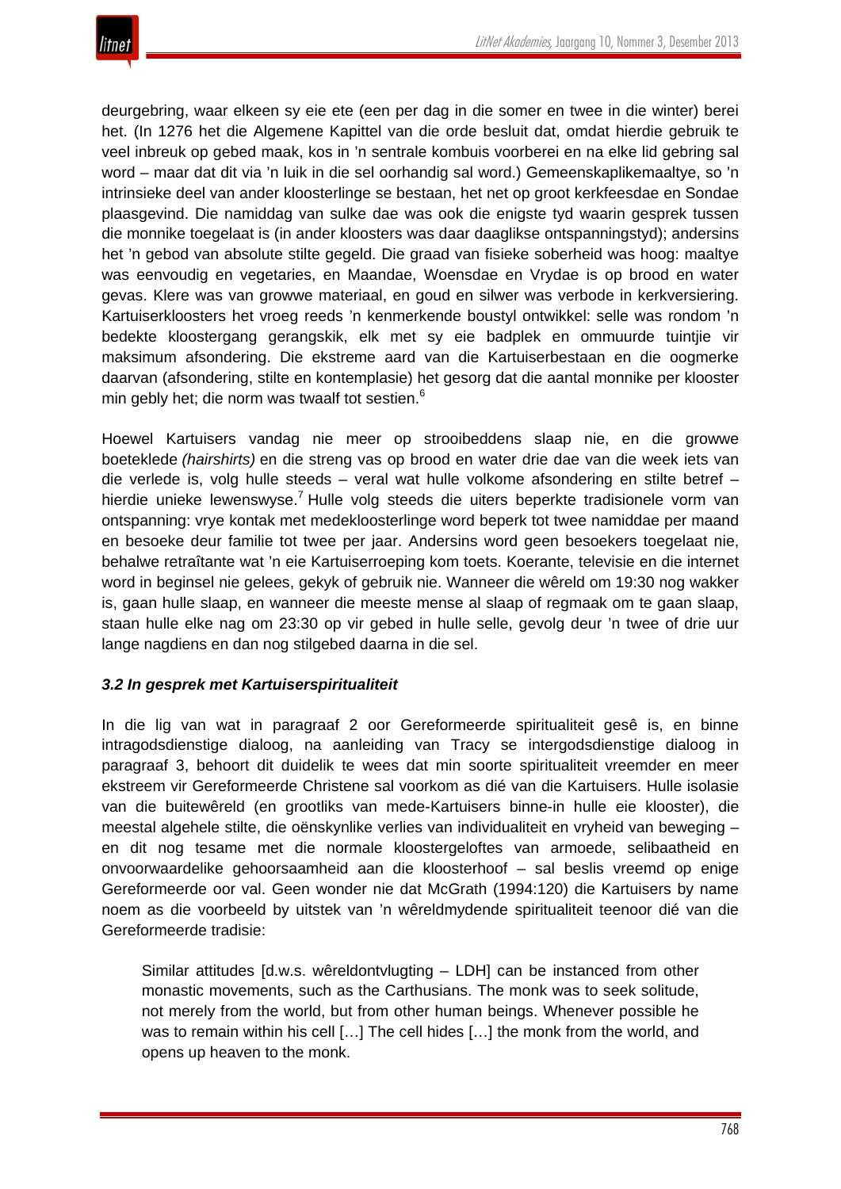deurgebring, waar elkeen sy eie ete (een per dag in die somer en twee in die winter) berei het. (In 1276 het die Algemene Kapittel van die orde besluit dat, omdat hierdie gebruik te veel inbreuk op gebed maak, kos in 'n sentrale kombuis voorberei en na elke lid gebring sal word – maar dat dit via 'n luik in die sel oorhandig sal word.) Gemeenskaplikemaaltye, so 'n intrinsieke deel van ander kloosterlinge se bestaan, het net op groot kerkfeesdae en Sondae plaasgevind. Die namiddag van sulke dae was ook die enigste tyd waarin gesprek tussen die monnike toegelaat is (in ander kloosters was daar daaglikse ontspanningstyd); andersins het 'n gebod van absolute stilte gegeld. Die graad van fisieke soberheid was hoog: maaltye was eenvoudig en vegetaries, en Maandae, Woensdae en Vrydae is op brood en water gevas. Klere was van growwe materiaal, en goud en silwer was verbode in kerkversiering. Kartuiserkloosters het vroeg reeds 'n kenmerkende boustyl ontwikkel: selle was rondom 'n bedekte kloostergang gerangskik, elk met sy eie badplek en ommuurde tuintjie vir maksimum afsondering. Die ekstreme aard van die Kartuiserbestaan en die oogmerke daarvan (afsondering, stilte en kontemplasie) het gesorg dat die aantal monnike per klooster min gebly het; die norm was twaalf tot sestien.[6]

Hoewel Kartuisers vandag nie meer op strooibeddens slaap nie, en die growwe boeteklede *(hairshirts)* en die streng vas op brood en water drie dae van die week iets van die verlede is, volg hulle steeds – veral wat hulle volkome afsondering en stilte betref – hierdie unieke lewenswyse.[7] Hulle volg steeds die uiters beperkte tradisionele vorm van ontspanning: vrye kontak met medekloosterlinge word beperk tot twee namiddae per maand en besoeke deur familie tot twee per jaar. Andersins word geen besoekers toegelaat nie, behalwe retraîtante wat 'n eie Kartuiserroeping kom toets. Koerante, televisie en die internet word in beginsel nie gelees, gekyk of gebruik nie. Wanneer die wêreld om 19:30 nog wakker is, gaan hulle slaap, en wanneer die meeste mense al slaap of regmaak om te gaan slaap, staan hulle elke nag om 23:30 op vir gebed in hulle selle, gevolg deur 'n twee of drie uur lange nagdiens en dan nog stilgebed daarna in die sel.

### *3.2 In gesprek met Kartuiserspiritualiteit*

In die lig van wat in paragraaf 2 oor Gereformeerde spiritualiteit gesê is, en binne intragodsdienstige dialoog, na aanleiding van Tracy se intergodsdienstige dialoog in paragraaf 3, behoort dit duidelik te wees dat min soorte spiritualiteit vreemder en meer ekstreem vir Gereformeerde Christene sal voorkom as dié van die Kartuisers. Hulle isolasie van die buitewêreld (en grootliks van mede-Kartuisers binne-in hulle eie klooster), die meestal algehele stilte, die oënskynlike verlies van individualiteit en vryheid van beweging – en dit nog tesame met die normale kloostergeloftes van armoede, selibaatheid en onvoorwaardelike gehoorsaamheid aan die kloosterhoof – sal beslis vreemd op enige Gereformeerde oor val. Geen wonder nie dat McGrath (1994:120) die Kartuisers by name noem as die voorbeeld by uitstek van 'n wêreldmydende spiritualiteit teenoor dié van die Gereformeerde tradisie:

> Similar attitudes [d.w.s. wêreldontvlugting – LDH] can be instanced from other monastic movements, such as the Carthusians. The monk was to seek solitude, not merely from the world, but from other human beings. Whenever possible he was to remain within his cell […] The cell hides […] the monk from the world, and opens up heaven to the monk.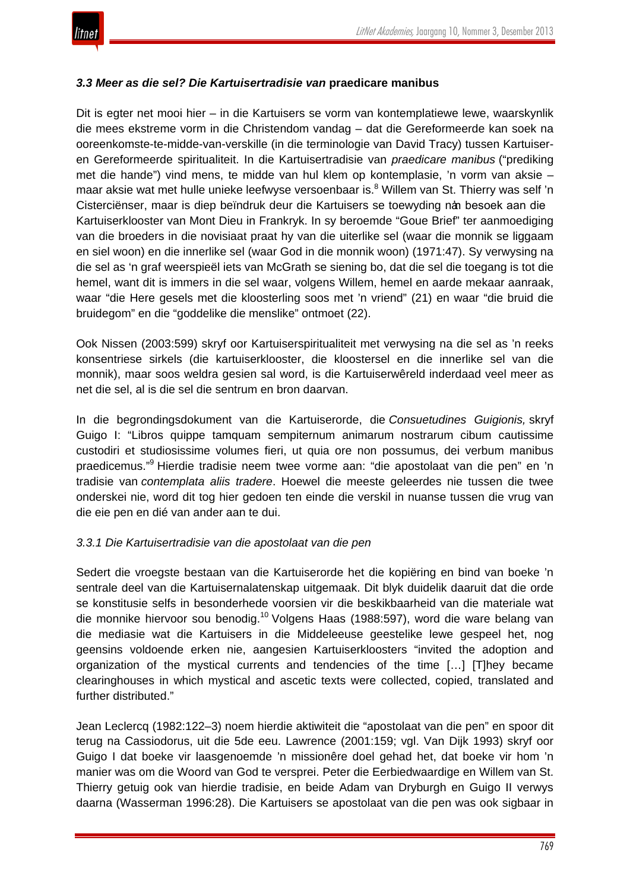### *3.3 Meer as die sel? Die Kartuisertradisie van* **praedicare manibus**

Dit is egter net mooi hier – in die Kartuisers se vorm van kontemplatiewe lewe, waarskynlik die mees ekstreme vorm in die Christendom vandag – dat die Gereformeerde kan soek na ooreenkomste-te-midde-van-verskille (in die terminologie van David Tracy) tussen Kartuiser- en Gereformeerde spiritualiteit. In die Kartuisertradisie van *praedicare manibus* ("prediking met die hande") vind mens, te midde van hul klem op kontemplasie, 'n vorm van aksie – maar aksie wat met hulle unieke leefwyse versoenbaar is.[8] Willem van St. Thierry was self 'n Cisterciënser, maar is diep beïndruk deur die Kartuisers se toewyding ná 'n besoek aan die Kartuiserklooster van Mont Dieu in Frankryk. In sy beroemde "Goue Brief" ter aanmoediging van die broeders in die novisiaat praat hy van die uiterlike sel (waar die monnik se liggaam en siel woon) en die innerlike sel (waar God in die monnik woon) (1971:47). Sy verwysing na die sel as 'n graf weerspieël iets van McGrath se siening bo, dat die sel die toegang is tot die hemel, want dit is immers in die sel waar, volgens Willem, hemel en aarde mekaar aanraak, waar "die Here gesels met die kloosterling soos met 'n vriend" (21) en waar "die bruid die bruidegom" en die "goddelike die menslike" ontmoet (22).

Ook Nissen (2003:599) skryf oor Kartuiserspiritualiteit met verwysing na die sel as 'n reeks konsentriese sirkels (die kartuiserklooster, die kloostersel en die innerlike sel van die monnik), maar soos weldra gesien sal word, is die Kartuiserwêreld inderdaad veel meer as net die sel, al is die sel die sentrum en bron daarvan.

In die begrondingsdokument van die Kartuiserorde, die *Consuetudines Guigionis,* skryf Guigo I: "Libros quippe tamquam sempiternum animarum nostrarum cibum cautissime custodiri et studiosissime volumes fieri, ut quia ore non possumus, dei verbum manibus praedicemus."[9] Hierdie tradisie neem twee vorme aan: "die apostolaat van die pen" en 'n tradisie van *contemplata aliis tradere*. Hoewel die meeste geleerdes nie tussen die twee onderskei nie, word dit tog hier gedoen ten einde die verskil in nuanse tussen die vrug van die eie pen en dié van ander aan te dui.

#### *3.3.1 Die Kartuisertradisie van die apostolaat van die pen*

Sedert die vroegste bestaan van die Kartuiserorde het die kopiëring en bind van boeke 'n sentrale deel van die Kartuisernalatenskap uitgemaak. Dit blyk duidelik daaruit dat die orde se konstitusie selfs in besonderhede voorsien vir die beskikbaarheid van die materiale wat die monnike hiervoor sou benodig.[10] Volgens Haas (1988:597), word die ware belang van die mediasie wat die Kartuisers in die Middeleeuse geestelike lewe gespeel het, nog geensins voldoende erken nie, aangesien Kartuiserkloosters "invited the adoption and organization of the mystical currents and tendencies of the time […] [T]hey became clearinghouses in which mystical and ascetic texts were collected, copied, translated and further distributed."

Jean Leclercq (1982:122–3) noem hierdie aktiwiteit die "apostolaat van die pen" en spoor dit terug na Cassiodorus, uit die 5de eeu. Lawrence (2001:159; vgl. Van Dijk 1993) skryf oor Guigo I dat boeke vir laasgenoemde 'n missionêre doel gehad het, dat boeke vir hom 'n manier was om die Woord van God te versprei. Peter die Eerbiedwaardige en Willem van St. Thierry getuig ook van hierdie tradisie, en beide Adam van Dryburgh en Guigo II verwys daarna (Wasserman 1996:28). Die Kartuisers se apostolaat van die pen was ook sigbaar in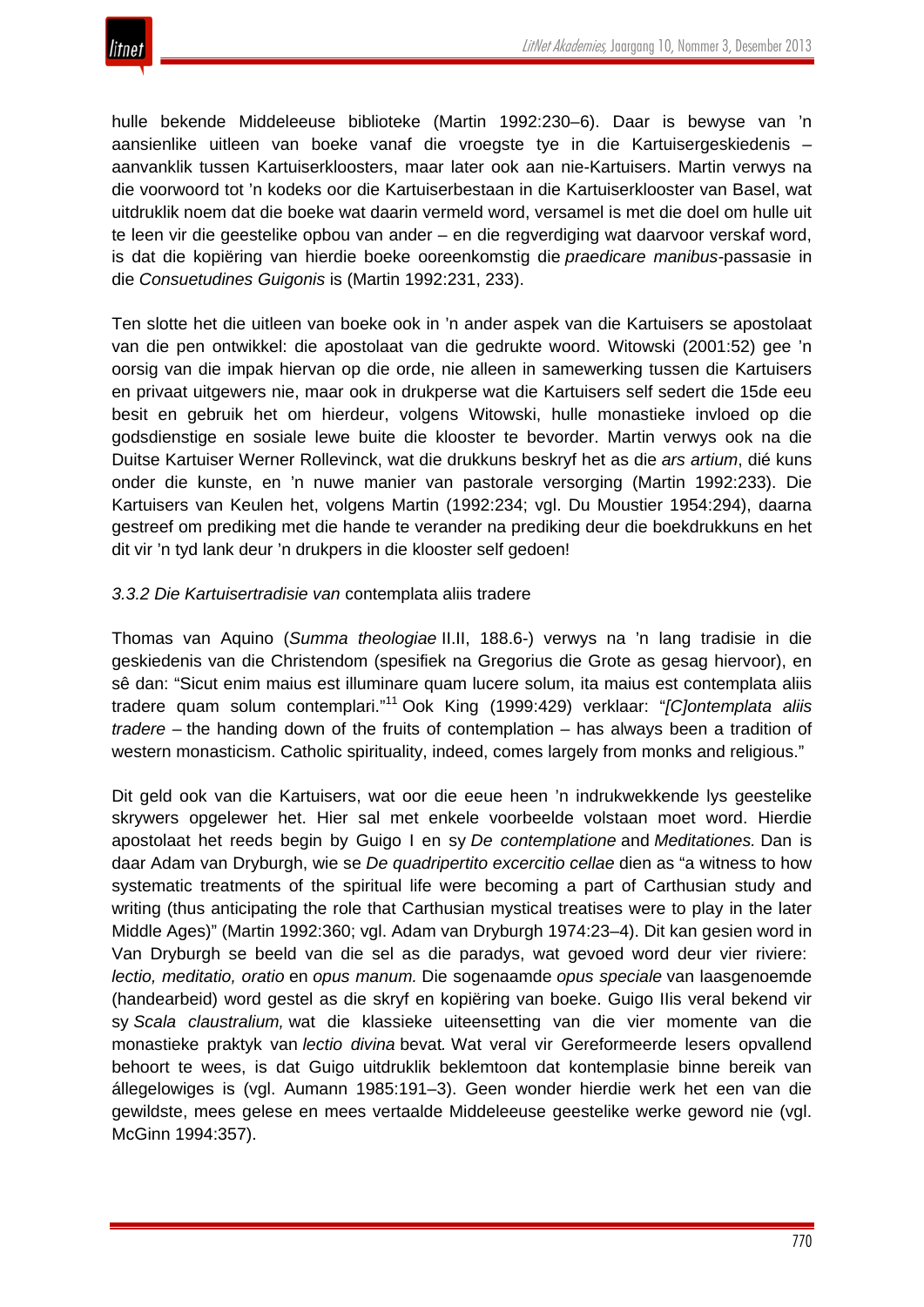hulle bekende Middeleeuse biblioteke (Martin 1992:230–6). Daar is bewyse van 'n aansienlike uitleen van boeke vanaf die vroegste tye in die Kartuisergeskiedenis – aanvanklik tussen Kartuiserkloosters, maar later ook aan nie-Kartuisers. Martin verwys na die voorwoord tot 'n kodeks oor die Kartuiserbestaan in die Kartuiserklooster van Basel, wat uitdruklik noem dat die boeke wat daarin vermeld word, versamel is met die doel om hulle uit te leen vir die geestelike opbou van ander – en die regverdiging wat daarvoor verskaf word, is dat die kopiëring van hierdie boeke ooreenkomstig die *praedicare manibus*-passasie in die *Consuetudines Guigonis* is (Martin 1992:231, 233).

Ten slotte het die uitleen van boeke ook in 'n ander aspek van die Kartuisers se apostolaat van die pen ontwikkel: die apostolaat van die gedrukte woord. Witowski (2001:52) gee 'n oorsig van die impak hiervan op die orde, nie alleen in samewerking tussen die Kartuisers en privaat uitgewers nie, maar ook in drukperse wat die Kartuisers self sedert die 15de eeu besit en gebruik het om hierdeur, volgens Witowski, hulle monastieke invloed op die godsdienstige en sosiale lewe buite die klooster te bevorder. Martin verwys ook na die Duitse Kartuiser Werner Rollevinck, wat die drukkuns beskryf het as die *ars artium*, dié kuns onder die kunste, en 'n nuwe manier van pastorale versorging (Martin 1992:233). Die Kartuisers van Keulen het, volgens Martin (1992:234; vgl. Du Moustier 1954:294), daarna gestreef om prediking met die hande te verander na prediking deur die boekdrukkuns en het dit vir 'n tyd lank deur 'n drukpers in die klooster self gedoen!

### *3.3.2 Die Kartuisertradisie van* contemplata aliis tradere

Thomas van Aquino (*Summa theologiae* II.II, 188.6-) verwys na 'n lang tradisie in die geskiedenis van die Christendom (spesifiek na Gregorius die Grote as gesag hiervoor), en sê dan: "Sicut enim maius est illuminare quam lucere solum, ita maius est contemplata aliis tradere quam solum contemplari."[11] Ook King (1999:429) verklaar: "*[C]ontemplata aliis tradere* – the handing down of the fruits of contemplation – has always been a tradition of western monasticism. Catholic spirituality, indeed, comes largely from monks and religious."

Dit geld ook van die Kartuisers, wat oor die eeue heen 'n indrukwekkende lys geestelike skrywers opgelewer het. Hier sal met enkele voorbeelde volstaan moet word. Hierdie apostolaat het reeds begin by Guigo I en sy *De contemplatione* and *Meditationes.* Dan is daar Adam van Dryburgh, wie se *De quadripertito excercitio cellae* dien as "a witness to how systematic treatments of the spiritual life were becoming a part of Carthusian study and writing (thus anticipating the role that Carthusian mystical treatises were to play in the later Middle Ages)" (Martin 1992:360; vgl. Adam van Dryburgh 1974:23–4). Dit kan gesien word in Van Dryburgh se beeld van die sel as die paradys, wat gevoed word deur vier riviere: *lectio, meditatio, oratio* en *opus manum.* Die sogenaamde *opus speciale* van laasgenoemde (handearbeid) word gestel as die skryf en kopiëring van boeke. Guigo IIis veral bekend vir sy *Scala claustralium,* wat die klassieke uiteensetting van die vier momente van die monastieke praktyk van *lectio divina* bevat*.* Wat veral vir Gereformeerde lesers opvallend behoort te wees, is dat Guigo uitdruklik beklemtoon dat kontemplasie binne bereik van állegelowiges is (vgl. Aumann 1985:191–3). Geen wonder hierdie werk het een van die gewildste, mees gelese en mees vertaalde Middeleeuse geestelike werke geword nie (vgl. McGinn 1994:357).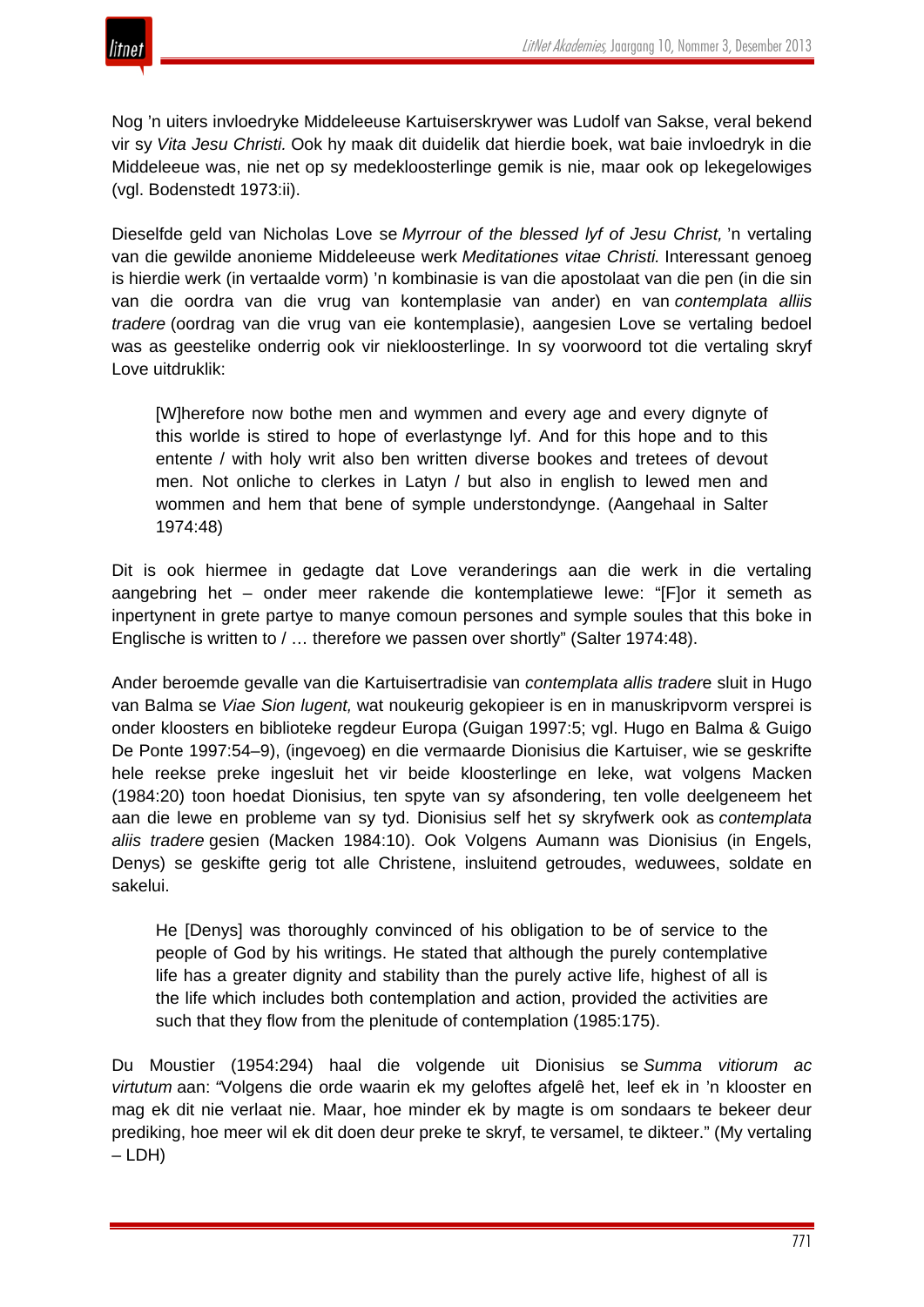Nog ’n uiters invloedryke Middeleeuse Kartuiserskrywer was Ludolf van Sakse, veral bekend vir sy *Vita Jesu Christi.* Ook hy maak dit duidelik dat hierdie boek, wat baie invloedryk in die Middeleeue was, nie net op sy medekloosterlinge gemik is nie, maar ook op lekegelowiges (vgl. Bodenstedt 1973:ii).

Dieselfde geld van Nicholas Love se *Myrrour of the blessed lyf of Jesu Christ,* ’n vertaling van die gewilde anonieme Middeleeuse werk *Meditationes vitae Christi.* Interessant genoeg is hierdie werk (in vertaalde vorm) ’n kombinasie is van die apostolaat van die pen (in die sin van die oordra van die vrug van kontemplasie van ander) en van *contemplata alliis tradere* (oordrag van die vrug van eie kontemplasie), aangesien Love se vertaling bedoel was as geestelike onderrig ook vir niekloosterlinge. In sy voorwoord tot die vertaling skryf Love uitdruklik:

> [W]herefore now bothe men and wymmen and every age and every dignyte of this worlde is stired to hope of everlastynge lyf. And for this hope and to this entente / with holy writ also ben written diverse bookes and tretees of devout men. Not onliche to clerkes in Latyn / but also in english to lewed men and wommen and hem that bene of symple understondynge. (Aangehaal in Salter 1974:48)

Dit is ook hiermee in gedagte dat Love veranderings aan die werk in die vertaling aangebring het – onder meer rakende die kontemplatiewe lewe: “[F]or it semeth as inpertynent in grete partye to manye comoun persones and symple soules that this boke in Englische is written to / … therefore we passen over shortly” (Salter 1974:48).

Ander beroemde gevalle van die Kartuisertradisie van *contemplata allis tradere* sluit in Hugo van Balma se *Viae Sion lugent,* wat noukeurig gekopieer is en in manuskripvorm versprei is onder kloosters en biblioteke regdeur Europa (Guigan 1997:5; vgl. Hugo en Balma & Guigo De Ponte 1997:54–9), (ingevoeg) en die vermaarde Dionisius die Kartuiser, wie se geskrifte hele reekse preke ingesluit het vir beide kloosterlinge en leke, wat volgens Macken (1984:20) toon hoedat Dionisius, ten spyte van sy afsondering, ten volle deelgeneem het aan die lewe en probleme van sy tyd. Dionisius self het sy skryfwerk ook as *contemplata aliis tradere* gesien (Macken 1984:10). Ook Volgens Aumann was Dionisius (in Engels, Denys) se geskifte gerig tot alle Christene, insluitend getroudes, weduwees, soldate en sakelui.

> He [Denys] was thoroughly convinced of his obligation to be of service to the people of God by his writings. He stated that although the purely contemplative life has a greater dignity and stability than the purely active life, highest of all is the life which includes both contemplation and action, provided the activities are such that they flow from the plenitude of contemplation (1985:175).

Du Moustier (1954:294) haal die volgende uit Dionisius se *Summa vitiorum ac virtutum* aan: “Volgens die orde waarin ek my geloftes afgelê het, leef ek in ’n klooster en mag ek dit nie verlaat nie. Maar, hoe minder ek by magte is om sondaars te bekeer deur prediking, hoe meer wil ek dit doen deur preke te skryf, te versamel, te dikteer.” (My vertaling – LDH)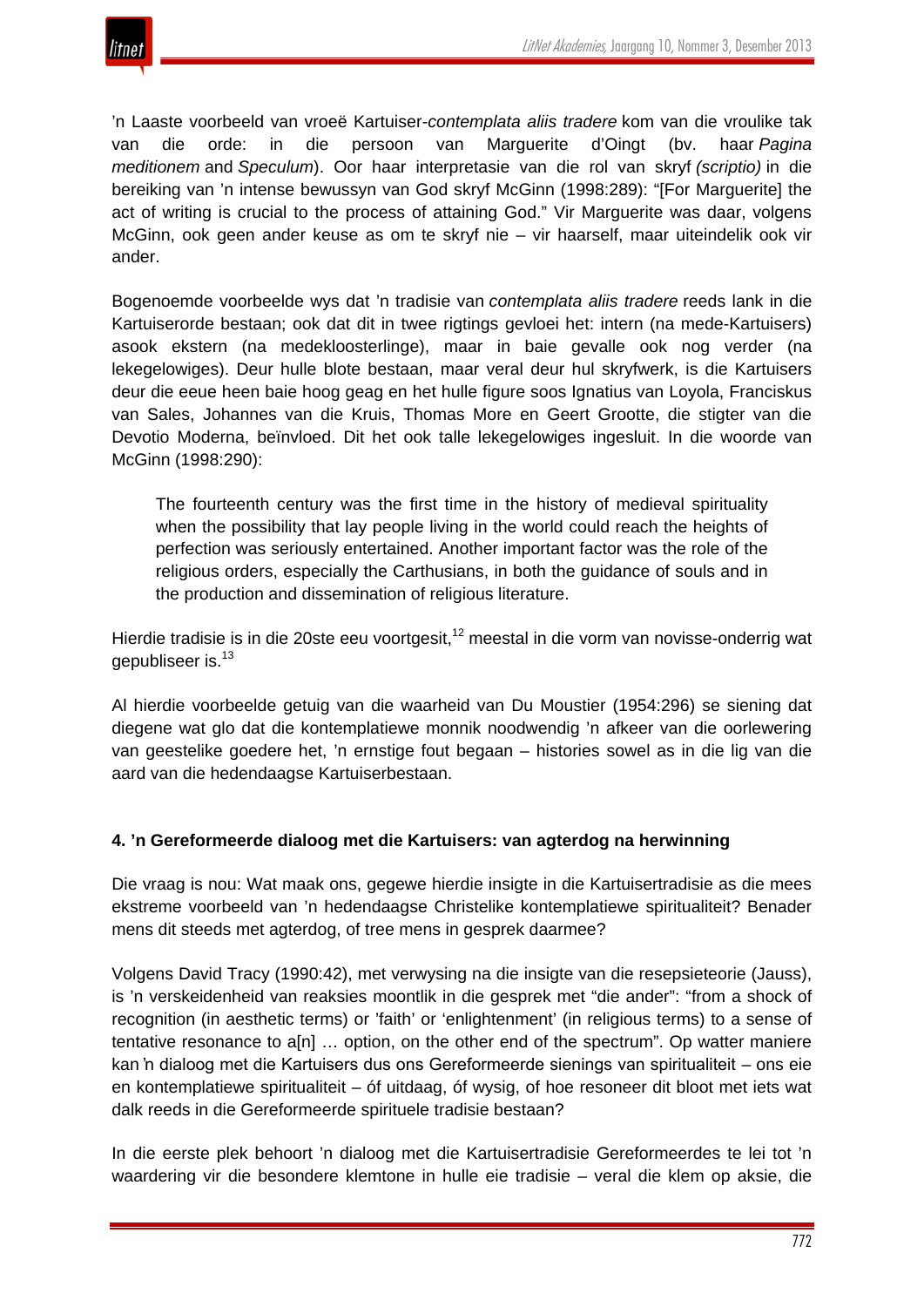’n Laaste voorbeeld van vroeë Kartuiser-*contemplata aliis tradere* kom van die vroulike tak van die orde: in die persoon van Marguerite d’Oingt (bv. haar *Pagina meditionem* and *Speculum*). Oor haar interpretasie van die rol van skryf *(scriptio)* in die bereiking van ’n intense bewussyn van God skryf McGinn (1998:289): “[For Marguerite] the act of writing is crucial to the process of attaining God.” Vir Marguerite was daar, volgens McGinn, ook geen ander keuse as om te skryf nie – vir haarself, maar uiteindelik ook vir ander.

Bogenoemde voorbeelde wys dat ’n tradisie van *contemplata aliis tradere* reeds lank in die Kartuiserorde bestaan; ook dat dit in twee rigtings gevloei het: intern (na mede-Kartuisers) asook ekstern (na medekloosterlinge), maar in baie gevalle ook nog verder (na lekegelowiges). Deur hulle blote bestaan, maar veral deur hul skryfwerk, is die Kartuisers deur die eeue heen baie hoog geag en het hulle figure soos Ignatius van Loyola, Franciskus van Sales, Johannes van die Kruis, Thomas More en Geert Grootte, die stigter van die Devotio Moderna, beïnvloed. Dit het ook talle lekegelowiges ingesluit. In die woorde van McGinn (1998:290):

> The fourteenth century was the first time in the history of medieval spirituality when the possibility that lay people living in the world could reach the heights of perfection was seriously entertained. Another important factor was the role of the religious orders, especially the Carthusians, in both the guidance of souls and in the production and dissemination of religious literature.

Hierdie tradisie is in die 20ste eeu voortgesit,[12] meestal in die vorm van novisse-onderrig wat gepubliseer is.[13]

Al hierdie voorbeelde getuig van die waarheid van Du Moustier (1954:296) se siening dat diegene wat glo dat die kontemplatiewe monnik noodwendig ’n afkeer van die oorlewering van geestelike goedere het, ’n ernstige fout begaan – histories sowel as in die lig van die aard van die hedendaagse Kartuiserbestaan.

## 4. ’n Gereformeerde dialoog met die Kartuisers: van agterdog na herwinning

Die vraag is nou: Wat maak ons, gegewe hierdie insigte in die Kartuisertradisie as die mees ekstreme voorbeeld van ’n hedendaagse Christelike kontemplatiewe spiritualiteit? Benader mens dit steeds met agterdog, of tree mens in gesprek daarmee?

Volgens David Tracy (1990:42), met verwysing na die insigte van die resepsieteorie (Jauss), is ’n verskeidenheid van reaksies moontlik in die gesprek met “die ander”: “from a shock of recognition (in aesthetic terms) or ’faith’ or ‘enlightenment’ (in religious terms) to a sense of tentative resonance to a[n] … option, on the other end of the spectrum”. Op watter maniere kan ’n dialoog met die Kartuisers dus ons Gereformeerde sienings van spiritualiteit – ons eie en kontemplatiewe spiritualiteit – óf uitdaag, óf wysig, of hoe resoneer dit bloot met iets wat dalk reeds in die Gereformeerde spirituele tradisie bestaan?

In die eerste plek behoort ’n dialoog met die Kartuisertradisie Gereformeerdes te lei tot ’n waardering vir die besondere klemtone in hulle eie tradisie – veral die klem op aksie, die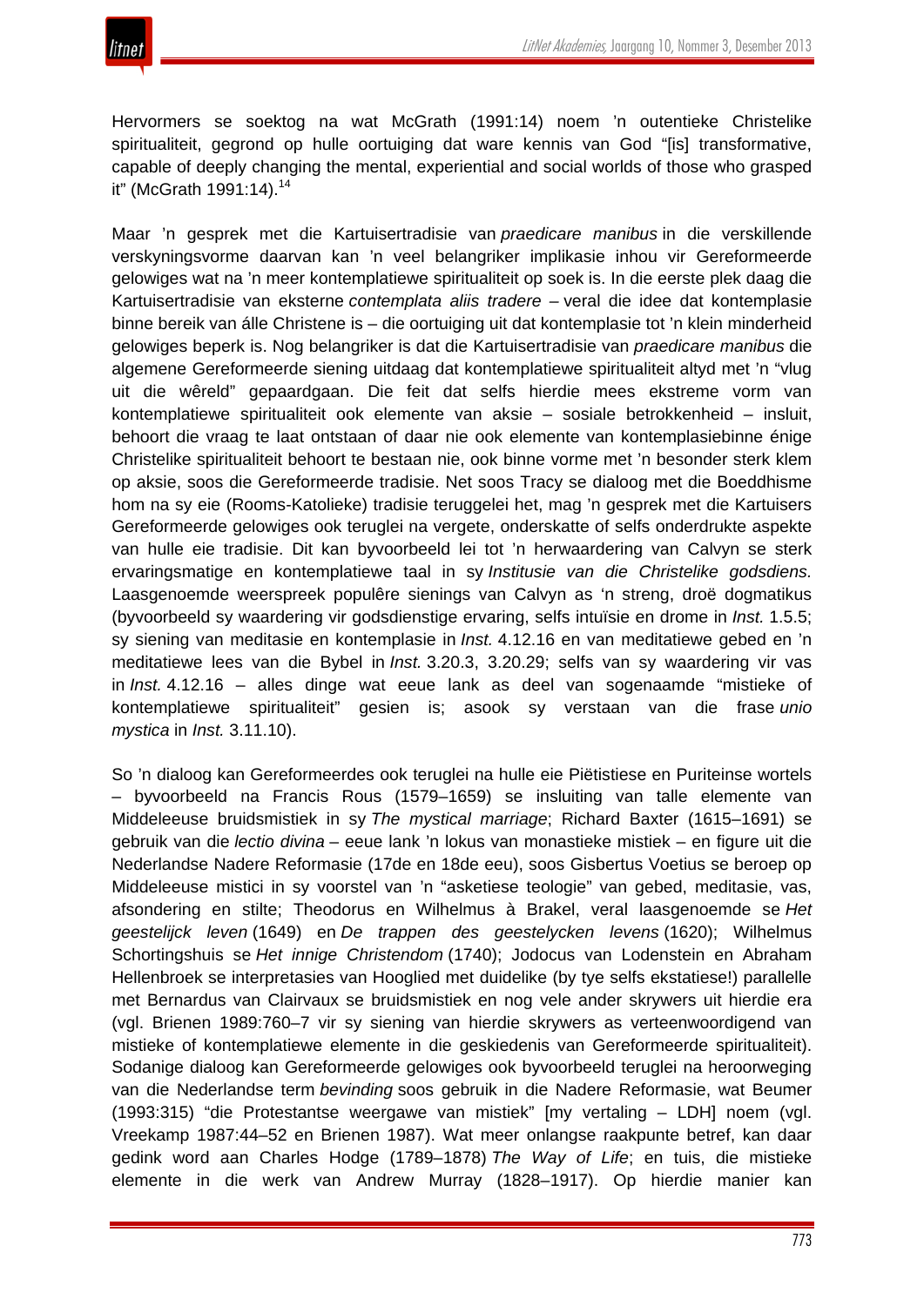Hervormers se soektog na wat McGrath (1991:14) noem 'n outentieke Christelike spiritualiteit, gegrond op hulle oortuiging dat ware kennis van God "[is] transformative, capable of deeply changing the mental, experiential and social worlds of those who grasped it" (McGrath 1991:14).[14]

Maar 'n gesprek met die Kartuisertradisie van *praedicare manibus* in die verskillende verskyningsvorme daarvan kan 'n veel belangriker implikasie inhou vir Gereformeerde gelowiges wat na 'n meer kontemplatiewe spiritualiteit op soek is. In die eerste plek daag die Kartuisertradisie van eksterne *contemplata aliis tradere* – veral die idee dat kontemplasie binne bereik van álle Christene is – die oortuiging uit dat kontemplasie tot 'n klein minderheid gelowiges beperk is. Nog belangriker is dat die Kartuisertradisie van *praedicare manibus* die algemene Gereformeerde siening uitdaag dat kontemplatiewe spiritualiteit altyd met 'n "vlug uit die wêreld" gepaardgaan. Die feit dat selfs hierdie mees ekstreme vorm van kontemplatiewe spiritualiteit ook elemente van aksie – sosiale betrokkenheid – insluit, behoort die vraag te laat ontstaan of daar nie ook elemente van kontemplasie binne énige Christelike spiritualiteit behoort te bestaan nie, ook binne vorme met 'n besonder sterk klem op aksie, soos die Gereformeerde tradisie. Net soos Tracy se dialoog met die Boeddhisme hom na sy eie (Rooms-Katolieke) tradisie teruggelei het, mag 'n gesprek met die Kartuisers Gereformeerde gelowiges ook teruglei na vergete, onderskatte of selfs onderdrukte aspekte van hulle eie tradisie. Dit kan byvoorbeeld lei tot 'n herwaardering van Calvyn se sterk ervaringsmatige en kontemplatiewe taal in sy *Institusie van die Christelike godsdiens.* Laasgenoemde weerspreek populêre sienings van Calvyn as 'n streng, droë dogmatikus (byvoorbeeld sy waardering vir godsdienstige ervaring, selfs intuïsie en drome in *Inst.* 1.5.5; sy siening van meditasie en kontemplasie in *Inst.* 4.12.16 en van meditatiewe gebed en 'n meditatiewe lees van die Bybel in *Inst.* 3.20.3, 3.20.29; selfs van sy waardering vir vas in *Inst.* 4.12.16 – alles dinge wat eeue lank as deel van sogenaamde "mistieke of kontemplatiewe spiritualiteit" gesien is; asook sy verstaan van die frase *unio mystica* in *Inst.* 3.11.10).

So 'n dialoog kan Gereformeerdes ook teruglei na hulle eie Piëtistiese en Puriteinse wortels – byvoorbeeld na Francis Rous (1579–1659) se insluiting van talle elemente van Middeleeuse bruidsmistiek in sy *The mystical marriage*; Richard Baxter (1615–1691) se gebruik van die *lectio divina* – eeue lank 'n lokus van monastieke mistiek – en figure uit die Nederlandse Nadere Reformasie (17de en 18de eeu), soos Gisbertus Voetius se beroep op Middeleeuse mistici in sy voorstel van 'n "asketiese teologie" van gebed, meditasie, vas, afsondering en stilte; Theodorus en Wilhelmus à Brakel, veral laasgenoemde se *Het geestelijck leven* (1649) en *De trappen des geestelycken levens* (1620); Wilhelmus Schortingshuis se *Het innige Christendom* (1740); Jodocus van Lodenstein en Abraham Hellenbroek se interpretasies van Hooglied met duidelike (by tye selfs ekstatiese!) parallelle met Bernardus van Clairvaux se bruidsmistiek en nog vele ander skrywers uit hierdie era (vgl. Brienen 1989:760–7 vir sy siening van hierdie skrywers as verteenwoordigend van mistieke of kontemplatiewe elemente in die geskiedenis van Gereformeerde spiritualiteit). Sodanige dialoog kan Gereformeerde gelowiges ook byvoorbeeld teruglei na heroorweging van die Nederlandse term *bevinding* soos gebruik in die Nadere Reformasie, wat Beumer (1993:315) "die Protestantse weergawe van mistiek" [my vertaling – LDH] noem (vgl. Vreekamp 1987:44–52 en Brienen 1987). Wat meer onlangse raakpunte betref, kan daar gedink word aan Charles Hodge (1789–1878) *The Way of Life*; en tuis, die mistieke elemente in die werk van Andrew Murray (1828–1917). Op hierdie manier kan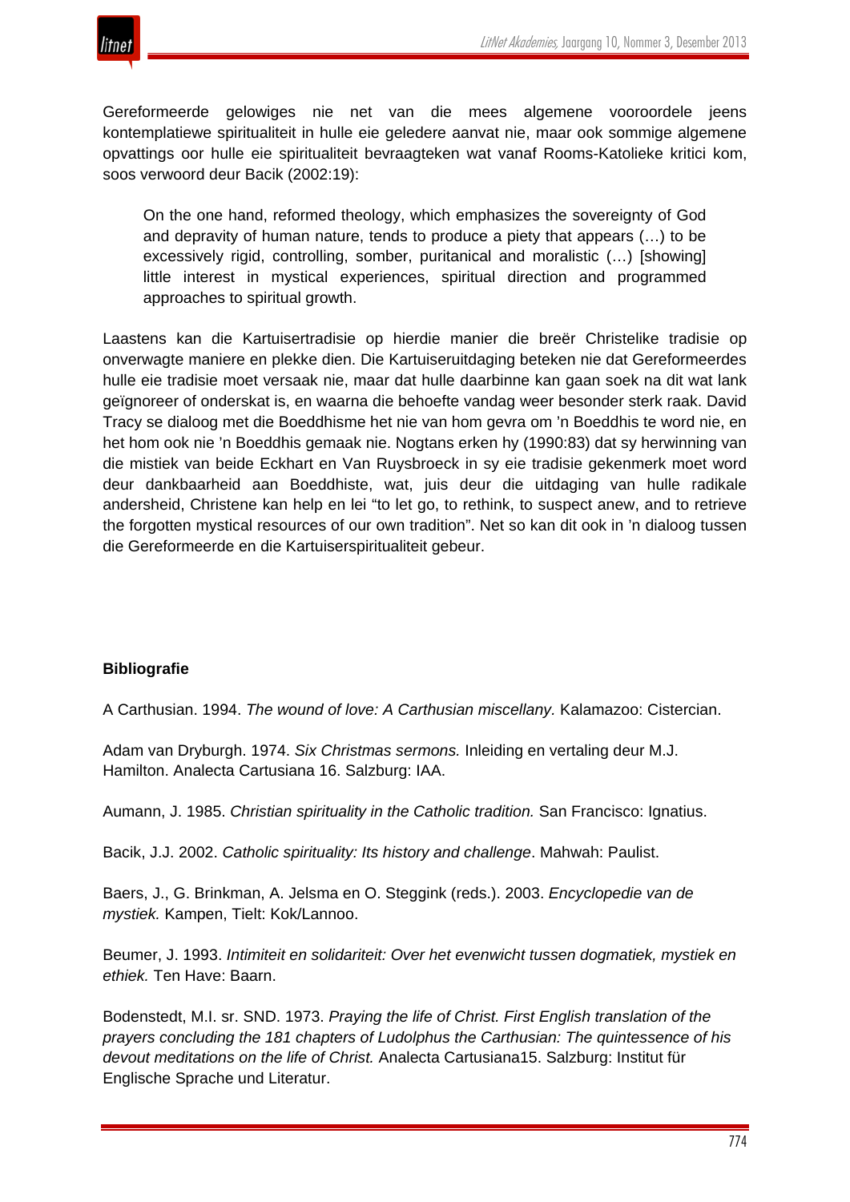Gereformeerde gelowiges nie net van die mees algemene vooroordele jeens kontemplatiewe spiritualiteit in hulle eie geledere aanvat nie, maar ook sommige algemene opvattings oor hulle eie spiritualiteit bevraagteken wat vanaf Rooms-Katolieke kritici kom, soos verwoord deur Bacik (2002:19):

> On the one hand, reformed theology, which emphasizes the sovereignty of God and depravity of human nature, tends to produce a piety that appears (…) to be excessively rigid, controlling, somber, puritanical and moralistic (…) [showing] little interest in mystical experiences, spiritual direction and programmed approaches to spiritual growth.

Laastens kan die Kartuisertradisie op hierdie manier die breër Christelike tradisie op onverwagte maniere en plekke dien. Die Kartuiseruitdaging beteken nie dat Gereformeerdes hulle eie tradisie moet versaak nie, maar dat hulle daarbinne kan gaan soek na dit wat lank geïgnoreer of onderskat is, en waarna die behoefte vandag weer besonder sterk raak. David Tracy se dialoog met die Boeddhisme het nie van hom gevra om 'n Boeddhis te word nie, en het hom ook nie 'n Boeddhis gemaak nie. Nogtans erken hy (1990:83) dat sy herwinning van die mistiek van beide Eckhart en Van Ruysbroeck in sy eie tradisie gekenmerk moet word deur dankbaarheid aan Boeddhiste, wat, juis deur die uitdaging van hulle radikale andersheid, Christene kan help en lei "to let go, to rethink, to suspect anew, and to retrieve the forgotten mystical resources of our own tradition". Net so kan dit ook in 'n dialoog tussen die Gereformeerde en die Kartuiserspiritualiteit gebeur.

**Bibliografie**

A Carthusian. 1994. *The wound of love: A Carthusian miscellany.* Kalamazoo: Cistercian.

Adam van Dryburgh. 1974. *Six Christmas sermons.* Inleiding en vertaling deur M.J. Hamilton. Analecta Cartusiana 16. Salzburg: IAA.

Aumann, J. 1985. *Christian spirituality in the Catholic tradition.* San Francisco: Ignatius.

Bacik, J.J. 2002. *Catholic spirituality: Its history and challenge*. Mahwah: Paulist.

Baers, J., G. Brinkman, A. Jelsma en O. Steggink (reds.). 2003. *Encyclopedie van de mystiek.* Kampen, Tielt: Kok/Lannoo.

Beumer, J. 1993. *Intimiteit en solidariteit: Over het evenwicht tussen dogmatiek, mystiek en ethiek.* Ten Have: Baarn.

Bodenstedt, M.I. sr. SND. 1973. *Praying the life of Christ. First English translation of the prayers concluding the 181 chapters of Ludolphus the Carthusian: The quintessence of his devout meditations on the life of Christ.* Analecta Cartusiana15. Salzburg: Institut für Englische Sprache und Literatur.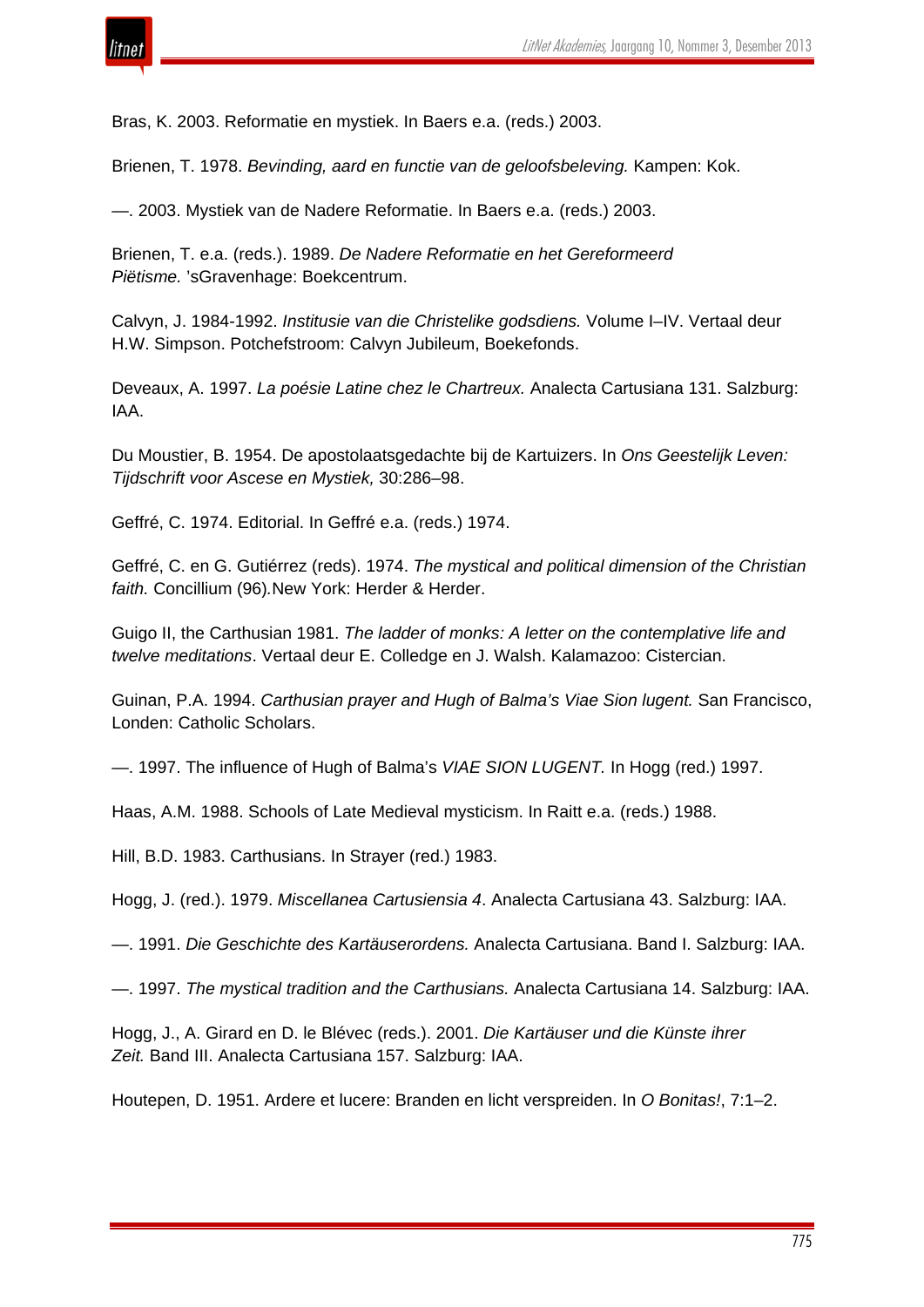Bras, K. 2003. Reformatie en mystiek. In Baers e.a. (reds.) 2003.

Brienen, T. 1978. *Bevinding, aard en functie van de geloofsbeleving.* Kampen: Kok.

—. 2003. Mystiek van de Nadere Reformatie. In Baers e.a. (reds.) 2003.

Brienen, T. e.a. (reds.). 1989. *De Nadere Reformatie en het Gereformeerd Piëtisme.* 'sGravenhage: Boekcentrum.

Calvyn, J. 1984-1992. *Institusie van die Christelike godsdiens.* Volume I–IV. Vertaal deur H.W. Simpson. Potchefstroom: Calvyn Jubileum, Boekefonds.

Deveaux, A. 1997. *La poésie Latine chez le Chartreux.* Analecta Cartusiana 131. Salzburg: IAA.

Du Moustier, B. 1954. De apostolaatsgedachte bij de Kartuizers. In *Ons Geestelijk Leven: Tijdschrift voor Ascese en Mystiek,* 30:286–98.

Geffré, C. 1974. Editorial. In Geffré e.a. (reds.) 1974.

Geffré, C. en G. Gutiérrez (reds). 1974. *The mystical and political dimension of the Christian faith.* Concillium (96).New York: Herder & Herder.

Guigo II, the Carthusian 1981. *The ladder of monks: A letter on the contemplative life and twelve meditations*. Vertaal deur E. Colledge en J. Walsh. Kalamazoo: Cistercian.

Guinan, P.A. 1994. *Carthusian prayer and Hugh of Balma's Viae Sion lugent.* San Francisco, Londen: Catholic Scholars.

—. 1997. The influence of Hugh of Balma's *VIAE SION LUGENT.* In Hogg (red.) 1997.

Haas, A.M. 1988. Schools of Late Medieval mysticism. In Raitt e.a. (reds.) 1988.

Hill, B.D. 1983. Carthusians. In Strayer (red.) 1983.

Hogg, J. (red.). 1979. *Miscellanea Cartusiensia 4*. Analecta Cartusiana 43. Salzburg: IAA.

—. 1991. *Die Geschichte des Kartäuserordens.* Analecta Cartusiana. Band I. Salzburg: IAA.

—. 1997. *The mystical tradition and the Carthusians.* Analecta Cartusiana 14. Salzburg: IAA.

Hogg, J., A. Girard en D. le Blévec (reds.). 2001. *Die Kartäuser und die Künste ihrer Zeit.* Band III. Analecta Cartusiana 157. Salzburg: IAA.

Houtepen, D. 1951. Ardere et lucere: Branden en licht verspreiden. In *O Bonitas!*, 7:1–2.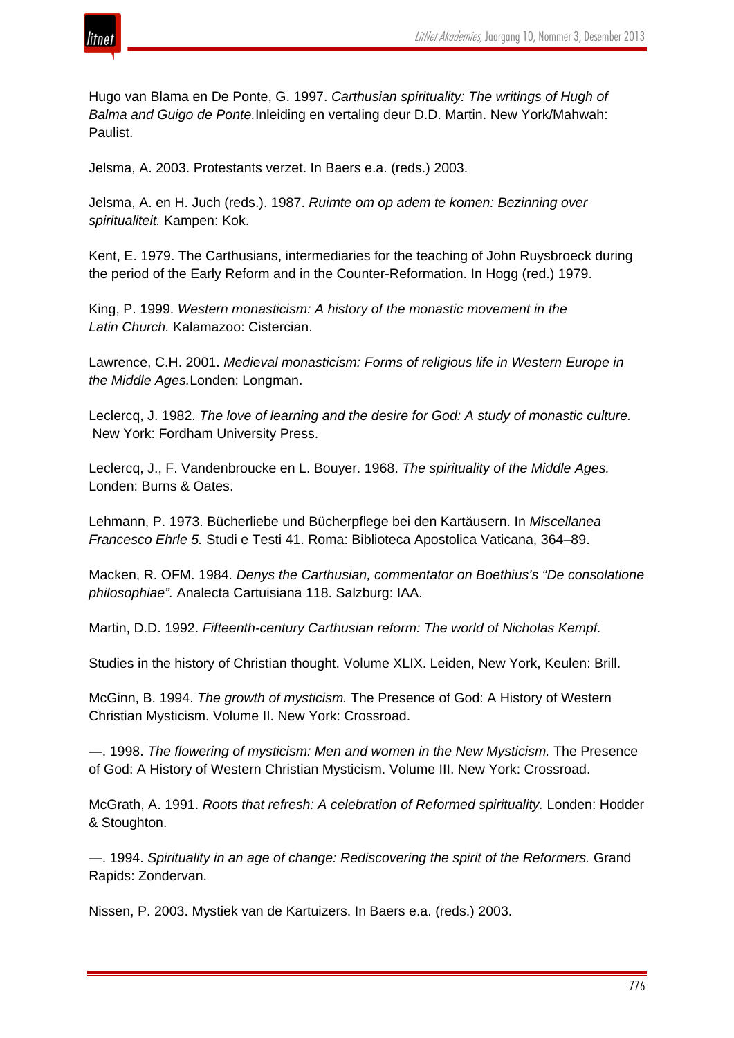Hugo van Blama en De Ponte, G. 1997. *Carthusian spirituality: The writings of Hugh of Balma and Guigo de Ponte.*Inleiding en vertaling deur D.D. Martin. New York/Mahwah: Paulist.

Jelsma, A. 2003. Protestants verzet. In Baers e.a. (reds.) 2003.

Jelsma, A. en H. Juch (reds.). 1987. *Ruimte om op adem te komen: Bezinning over spiritualiteit.* Kampen: Kok.

Kent, E. 1979. The Carthusians, intermediaries for the teaching of John Ruysbroeck during the period of the Early Reform and in the Counter-Reformation. In Hogg (red.) 1979.

King, P. 1999. *Western monasticism: A history of the monastic movement in the Latin Church.* Kalamazoo: Cistercian.

Lawrence, C.H. 2001. *Medieval monasticism: Forms of religious life in Western Europe in the Middle Ages.*Londen: Longman.

Leclercq, J. 1982. *The love of learning and the desire for God: A study of monastic culture.* New York: Fordham University Press.

Leclercq, J., F. Vandenbroucke en L. Bouyer. 1968. *The spirituality of the Middle Ages.* Londen: Burns & Oates.

Lehmann, P. 1973. Bücherliebe und Bücherpflege bei den Kartäusern. In *Miscellanea Francesco Ehrle 5.* Studi e Testi 41. Roma: Biblioteca Apostolica Vaticana, 364–89.

Macken, R. OFM. 1984. *Denys the Carthusian, commentator on Boethius's "De consolatione philosophiae".* Analecta Cartuisiana 118. Salzburg: IAA.

Martin, D.D. 1992. *Fifteenth-century Carthusian reform: The world of Nicholas Kempf.*

Studies in the history of Christian thought. Volume XLIX. Leiden, New York, Keulen: Brill.

McGinn, B. 1994. *The growth of mysticism.* The Presence of God: A History of Western Christian Mysticism. Volume II. New York: Crossroad.

—. 1998. *The flowering of mysticism: Men and women in the New Mysticism.* The Presence of God: A History of Western Christian Mysticism. Volume III. New York: Crossroad.

McGrath, A. 1991. *Roots that refresh: A celebration of Reformed spirituality.* Londen: Hodder & Stoughton.

—. 1994. *Spirituality in an age of change: Rediscovering the spirit of the Reformers.* Grand Rapids: Zondervan.

Nissen, P. 2003. Mystiek van de Kartuizers. In Baers e.a. (reds.) 2003.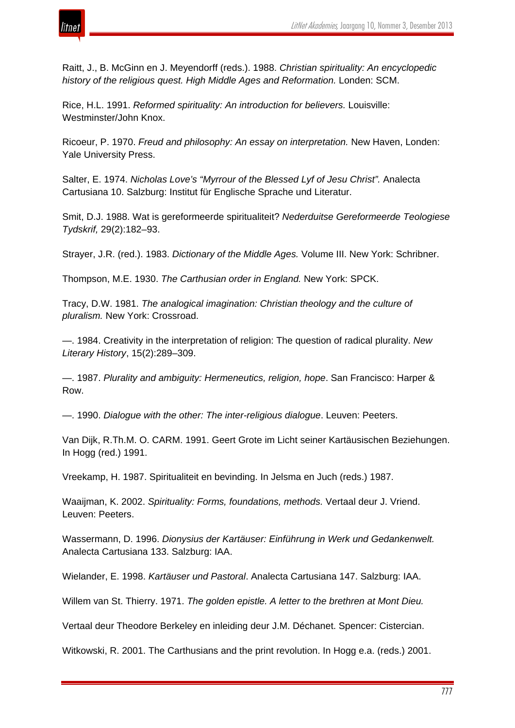Raitt, J., B. McGinn en J. Meyendorff (reds.). 1988. *Christian spirituality: An encyclopedic history of the religious quest. High Middle Ages and Reformation.* Londen: SCM.

Rice, H.L. 1991. *Reformed spirituality: An introduction for believers.* Louisville: Westminster/John Knox.

Ricoeur, P. 1970. *Freud and philosophy: An essay on interpretation.* New Haven, Londen: Yale University Press.

Salter, E. 1974. *Nicholas Love's "Myrrour of the Blessed Lyf of Jesu Christ".* Analecta Cartusiana 10. Salzburg: Institut für Englische Sprache und Literatur.

Smit, D.J. 1988. Wat is gereformeerde spiritualiteit? *Nederduitse Gereformeerde Teologiese Tydskrif,* 29(2):182–93.

Strayer, J.R. (red.). 1983. *Dictionary of the Middle Ages.* Volume III. New York: Schribner.

Thompson, M.E. 1930. *The Carthusian order in England.* New York: SPCK.

Tracy, D.W. 1981. *The analogical imagination: Christian theology and the culture of pluralism.* New York: Crossroad.

—. 1984. Creativity in the interpretation of religion: The question of radical plurality. *New Literary History*, 15(2):289–309.

—. 1987. *Plurality and ambiguity: Hermeneutics, religion, hope*. San Francisco: Harper & Row.

—. 1990. *Dialogue with the other: The inter-religious dialogue*. Leuven: Peeters.

Van Dijk, R.Th.M. O. CARM. 1991. Geert Grote im Licht seiner Kartäusischen Beziehungen. In Hogg (red.) 1991.

Vreekamp, H. 1987. Spiritualiteit en bevinding. In Jelsma en Juch (reds.) 1987.

Waaijman, K. 2002. *Spirituality: Forms, foundations, methods.* Vertaal deur J. Vriend. Leuven: Peeters.

Wassermann, D. 1996. *Dionysius der Kartäuser: Einführung in Werk und Gedankenwelt.* Analecta Cartusiana 133. Salzburg: IAA.

Wielander, E. 1998. *Kartäuser und Pastoral*. Analecta Cartusiana 147. Salzburg: IAA.

Willem van St. Thierry. 1971. *The golden epistle. A letter to the brethren at Mont Dieu.*

Vertaal deur Theodore Berkeley en inleiding deur J.M. Déchanet. Spencer: Cistercian.

Witkowski, R. 2001. The Carthusians and the print revolution. In Hogg e.a. (reds.) 2001.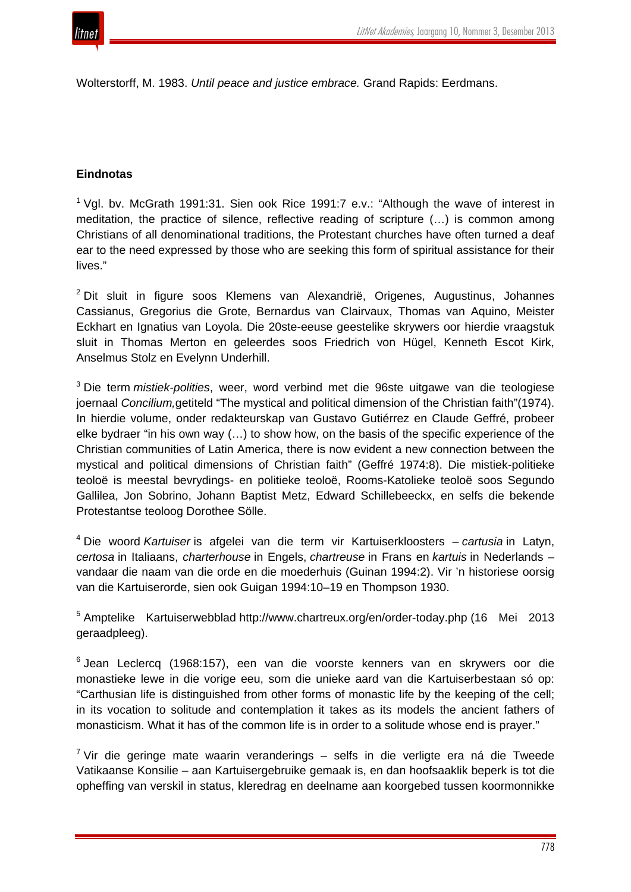Wolterstorff, M. 1983. *Until peace and justice embrace.* Grand Rapids: Eerdmans.

### Eindnotas

[1] Vgl. bv. McGrath 1991:31. Sien ook Rice 1991:7 e.v.: "Although the wave of interest in meditation, the practice of silence, reflective reading of scripture (…) is common among Christians of all denominational traditions, the Protestant churches have often turned a deaf ear to the need expressed by those who are seeking this form of spiritual assistance for their lives."

[2] Dit sluit in figure soos Klemens van Alexandrië, Origenes, Augustinus, Johannes Cassianus, Gregorius die Grote, Bernardus van Clairvaux, Thomas van Aquino, Meister Eckhart en Ignatius van Loyola. Die 20ste-eeuse geestelike skrywers oor hierdie vraagstuk sluit in Thomas Merton en geleerdes soos Friedrich von Hügel, Kenneth Escot Kirk, Anselmus Stolz en Evelynn Underhill.

[3] Die term *mistiek-polities*, weer, word verbind met die 96ste uitgawe van die teologiese joernaal *Concilium,* getiteld "The mystical and political dimension of the Christian faith"(1974). In hierdie volume, onder redakteurskap van Gustavo Gutiérrez en Claude Geffré, probeer elke bydraer "in his own way (…) to show how, on the basis of the specific experience of the Christian communities of Latin America, there is now evident a new connection between the mystical and political dimensions of Christian faith" (Geffré 1974:8). Die mistiek-politieke teoloë is meestal bevrydings- en politieke teoloë, Rooms-Katolieke teoloë soos Segundo Gallilea, Jon Sobrino, Johann Baptist Metz, Edward Schillebeeckx, en selfs die bekende Protestantse teoloog Dorothee Sölle.

[4] Die woord *Kartuiser* is afgelei van die term vir Kartuiserkloosters – *cartusia* in Latyn, *certosa* in Italiaans, *charterhouse* in Engels, *chartreuse* in Frans en *kartuis* in Nederlands – vandaar die naam van die orde en die moederhuis (Guinan 1994:2). Vir 'n historiese oorsig van die Kartuiserorde, sien ook Guigan 1994:10–19 en Thompson 1930.

[5] Amptelike Kartuiserwebblad http://www.chartreux.org/en/order-today.php (16 Mei 2013 geraadpleeg).

[6] Jean Leclercq (1968:157), een van die voorste kenners van en skrywers oor die monastieke lewe in die vorige eeu, som die unieke aard van die Kartuiserbestaan só op: "Carthusian life is distinguished from other forms of monastic life by the keeping of the cell; in its vocation to solitude and contemplation it takes as its models the ancient fathers of monasticism. What it has of the common life is in order to a solitude whose end is prayer."

[7] Vir die geringe mate waarin veranderings – selfs in die verligte era ná die Tweede Vatikaanse Konsilie – aan Kartuisergebruike gemaak is, en dan hoofsaaklik beperk is tot die opheffing van verskil in status, kleredrag en deelname aan koorgebed tussen koormonnikke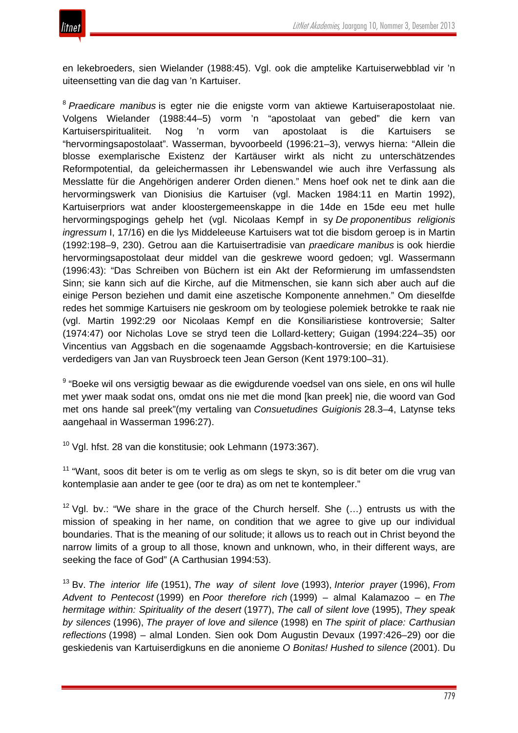en lekebroeders, sien Wielander (1988:45). Vgl. ook die amptelike Kartuiserwebblad vir 'n uiteensetting van die dag van 'n Kartuiser.

[8] *Praedicare manibus* is egter nie die enigste vorm van aktiewe Kartuiserapostolaat nie. Volgens Wielander (1988:44–5) vorm 'n "apostolaat van gebed" die kern van Kartuiserspiritualiteit. Nog 'n vorm van apostolaat is die Kartuisers se "hervormingsapostolaat". Wasserman, byvoorbeeld (1996:21–3), verwys hierna: "Allein die blosse exemplarische Existenz der Kartäuser wirkt als nicht zu unterschätzendes Reformpotential, da geleichermassen ihr Lebenswandel wie auch ihre Verfassung als Messlatte für die Angehörigen anderer Orden dienen." Mens hoef ook net te dink aan die hervormingswerk van Dionisius die Kartuiser (vgl. Macken 1984:11 en Martin 1992), Kartuiserpriors wat ander kloostergemeenskappe in die 14de en 15de eeu met hulle hervormingspogings gehelp het (vgl. Nicolaas Kempf in sy *De proponentibus religionis ingressum* I, 17/16) en die lys Middeleeuse Kartuisers wat tot die bisdom geroep is in Martin (1992:198–9, 230). Getrou aan die Kartuisertradisie van *praedicare manibus* is ook hierdie hervormingsapostolaat deur middel van die geskrewe woord gedoen; vgl. Wassermann (1996:43): "Das Schreiben von Büchern ist ein Akt der Reformierung im umfassendsten Sinn; sie kann sich auf die Kirche, auf die Mitmenschen, sie kann sich aber auch auf die einige Person beziehen und damit eine aszetische Komponente annehmen." Om dieselfde redes het sommige Kartuisers nie geskroom om by teologiese polemiek betrokke te raak nie (vgl. Martin 1992:29 oor Nicolaas Kempf en die Konsiliaristiese kontroversie; Salter (1974:47) oor Nicholas Love se stryd teen die Lollard-kettery; Guigan (1994:224–35) oor Vincentius van Aggsbach en die sogenaamde Aggsbach-kontroversie; en die Kartuisiese verdedigers van Jan van Ruysbroeck teen Jean Gerson (Kent 1979:100–31).

[9] "Boeke wil ons versigtig bewaar as die ewigdurende voedsel van ons siele, en ons wil hulle met ywer maak sodat ons, omdat ons nie met die mond [kan preek] nie, die woord van God met ons hande sal preek"(my vertaling van *Consuetudines Guigionis* 28.3–4, Latynse teks aangehaal in Wasserman 1996:27).

[10] Vgl. hfst. 28 van die konstitusie; ook Lehmann (1973:367).

[11] "Want, soos dit beter is om te verlig as om slegs te skyn, so is dit beter om die vrug van kontemplasie aan ander te gee (oor te dra) as om net te kontempleer."

[12] Vgl. bv.: "We share in the grace of the Church herself. She (…) entrusts us with the mission of speaking in her name, on condition that we agree to give up our individual boundaries. That is the meaning of our solitude; it allows us to reach out in Christ beyond the narrow limits of a group to all those, known and unknown, who, in their different ways, are seeking the face of God" (A Carthusian 1994:53).

[13] Bv. *The interior life* (1951), *The way of silent love* (1993), *Interior prayer* (1996), *From Advent to Pentecost* (1999) en *Poor therefore rich* (1999) – almal Kalamazoo – en *The hermitage within: Spirituality of the desert* (1977), *The call of silent love* (1995), *They speak by silences* (1996), *The prayer of love and silence* (1998) en *The spirit of place: Carthusian reflections* (1998) – almal Londen. Sien ook Dom Augustin Devaux (1997:426–29) oor die geskiedenis van Kartuiserdigkuns en die anonieme *O Bonitas! Hushed to silence* (2001). Du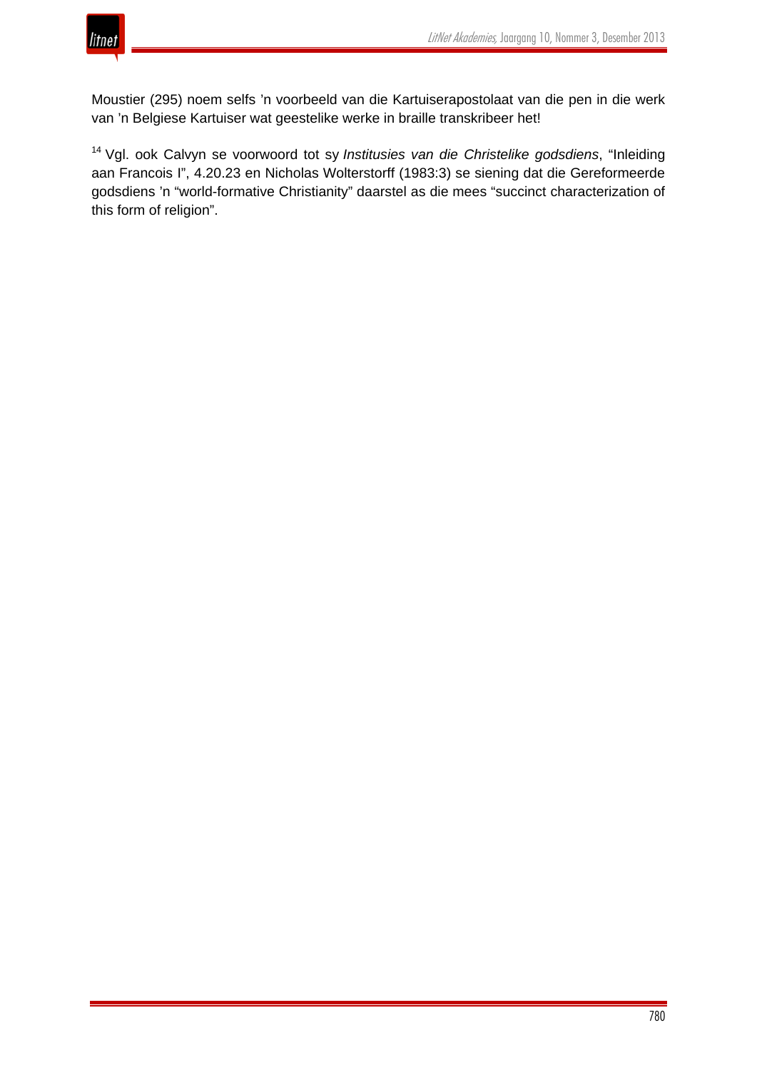Moustier (295) noem selfs 'n voorbeeld van die Kartuiserapostolaat van die pen in die werk van 'n Belgiese Kartuiser wat geestelike werke in braille transkribeer het!

[14] Vgl. ook Calvyn se voorwoord tot sy *Institusies van die Christelike godsdiens*, "Inleiding aan Francois I", 4.20.23 en Nicholas Wolterstorff (1983:3) se siening dat die Gereformeerde godsdiens 'n "world-formative Christianity" daarstel as die mees "succinct characterization of this form of religion".